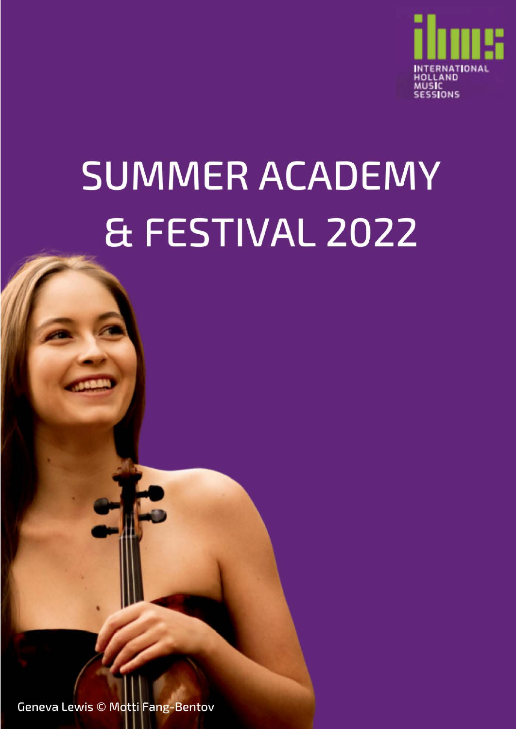INTERNATIONAL HOLLAND MUSIC SESSIONS

# SUMMER ACADEMY & FESTIVAL 2022

Geneva Lewis © Motti Fang-Bentov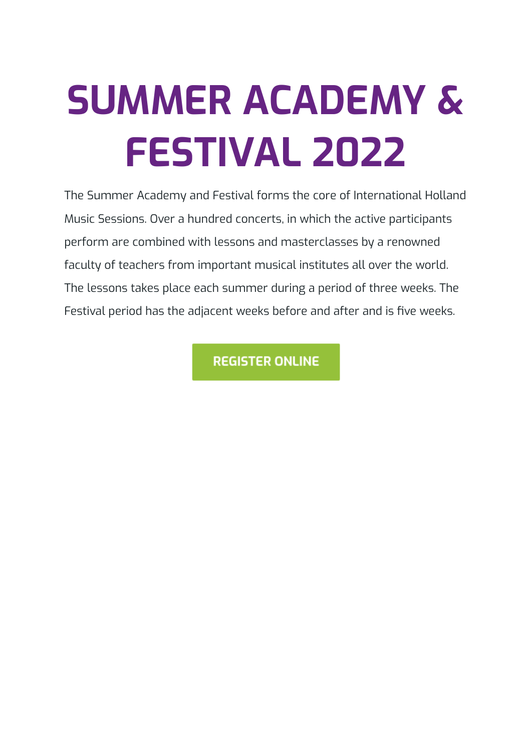# SUMMER ACADEMY & FESTIVAL 2022

The Summer Academy and Festival forms the core of International Holland Music Sessions. Over a hundred concerts, in which the active participants perform are combined with lessons and masterclasses by a renowned faculty of teachers from important musical institutes all over the world. The lessons takes place each summer during a period of three weeks. The Festival period has the adjacent weeks before and after and is five weeks.

REGISTER ONLINE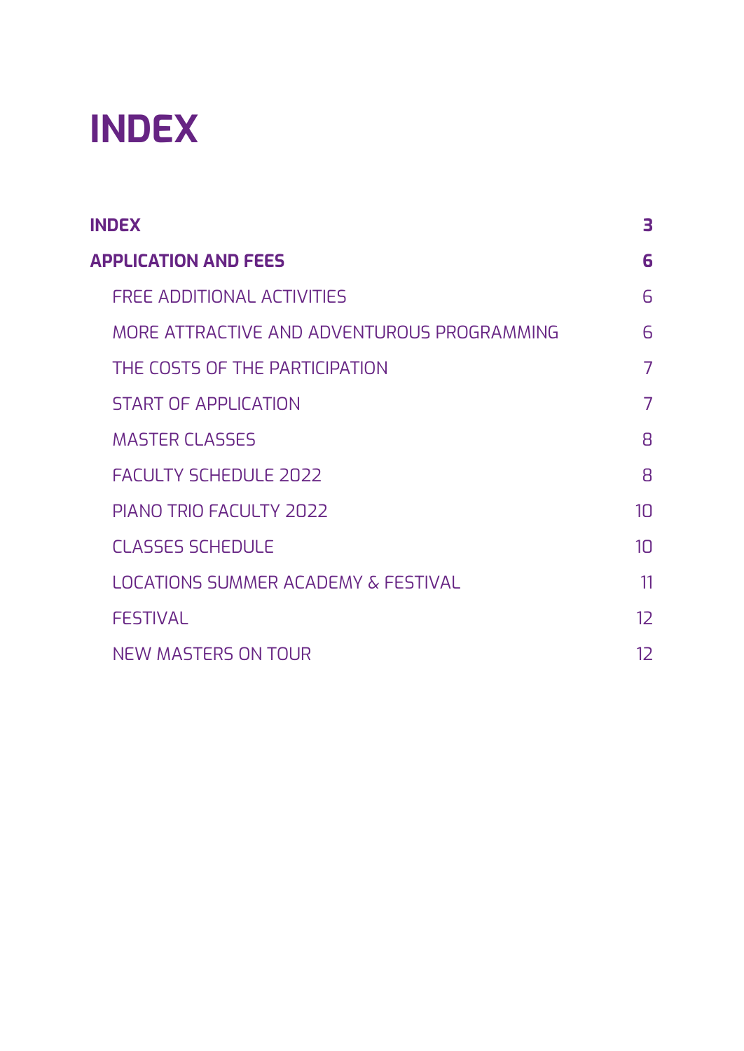# INDEX

| | |
|---|---|
| **INDEX** | **3** |
| **APPLICATION AND FEES** | **6** |
| FREE ADDITIONAL ACTIVITIES | 6 |
| MORE ATTRACTIVE AND ADVENTUROUS PROGRAMMING | 6 |
| THE COSTS OF THE PARTICIPATION | 7 |
| START OF APPLICATION | 7 |
| MASTER CLASSES | 8 |
| FACULTY SCHEDULE 2022 | 8 |
| PIANO TRIO FACULTY 2022 | 10 |
| CLASSES SCHEDULE | 10 |
| LOCATIONS SUMMER ACADEMY & FESTIVAL | 11 |
| FESTIVAL | 12 |
| NEW MASTERS ON TOUR | 12 |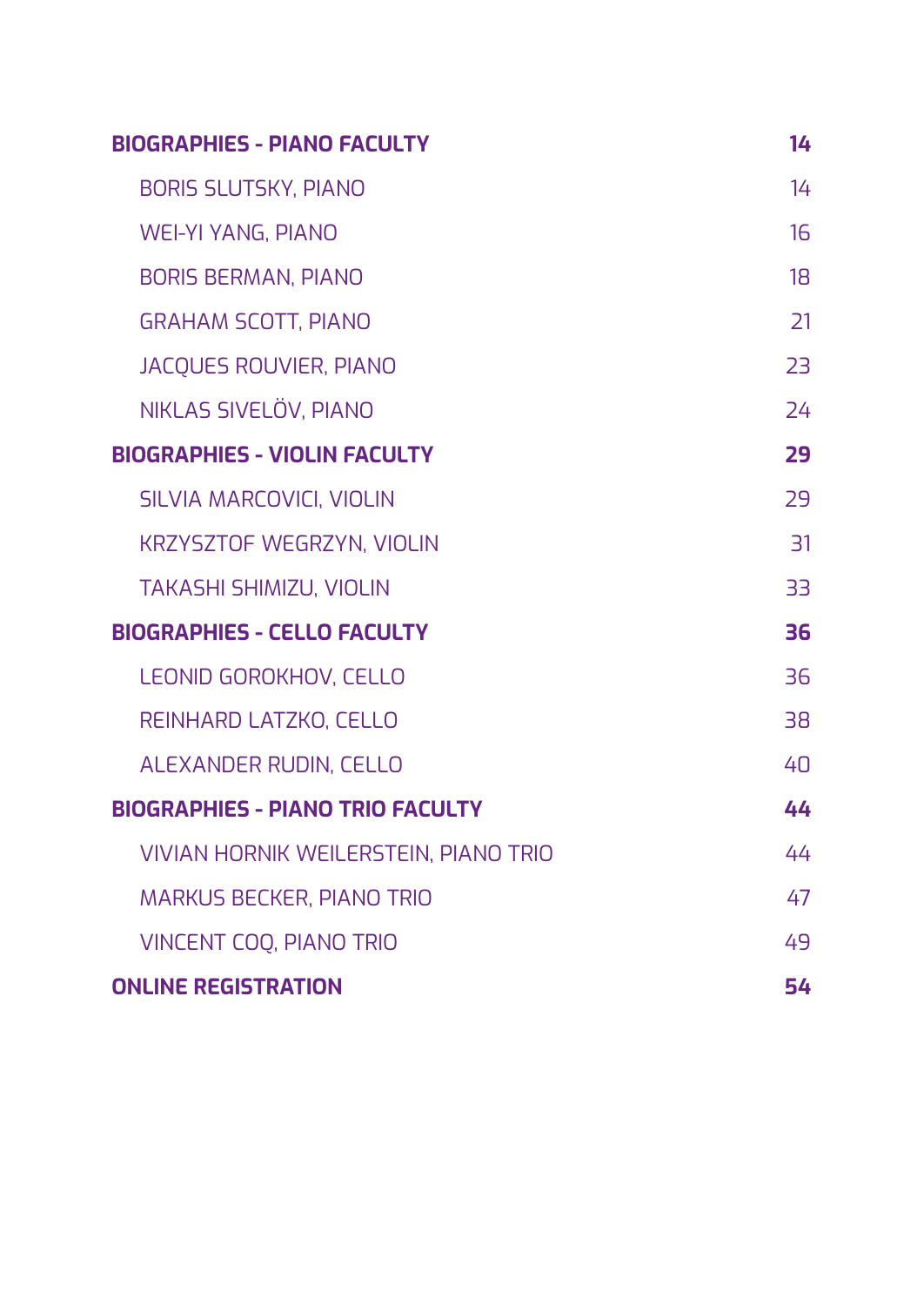| | |
|---|---|
| **BIOGRAPHIES - PIANO FACULTY** | **14** |
| BORIS SLUTSKY, PIANO | 14 |
| WEI-YI YANG, PIANO | 16 |
| BORIS BERMAN, PIANO | 18 |
| GRAHAM SCOTT, PIANO | 21 |
| JACQUES ROUVIER, PIANO | 23 |
| NIKLAS SIVELÖV, PIANO | 24 |
| **BIOGRAPHIES - VIOLIN FACULTY** | **29** |
| SILVIA MARCOVICI, VIOLIN | 29 |
| KRZYSZTOF WEGRZYN, VIOLIN | 31 |
| TAKASHI SHIMIZU, VIOLIN | 33 |
| **BIOGRAPHIES - CELLO FACULTY** | **36** |
| LEONID GOROKHOV, CELLO | 36 |
| REINHARD LATZKO, CELLO | 38 |
| ALEXANDER RUDIN, CELLO | 40 |
| **BIOGRAPHIES - PIANO TRIO FACULTY** | **44** |
| VIVIAN HORNIK WEILERSTEIN, PIANO TRIO | 44 |
| MARKUS BECKER, PIANO TRIO | 47 |
| VINCENT COQ, PIANO TRIO | 49 |
| **ONLINE REGISTRATION** | **54** |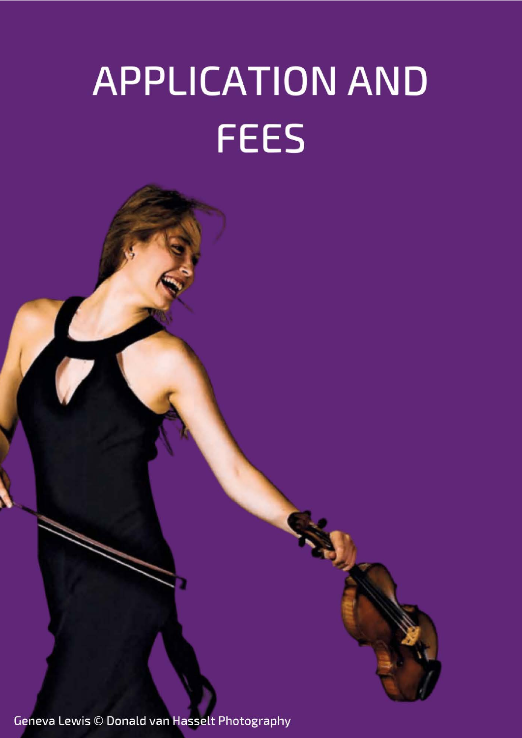# APPLICATION AND FEES

Geneva Lewis © Donald van Hasselt Photography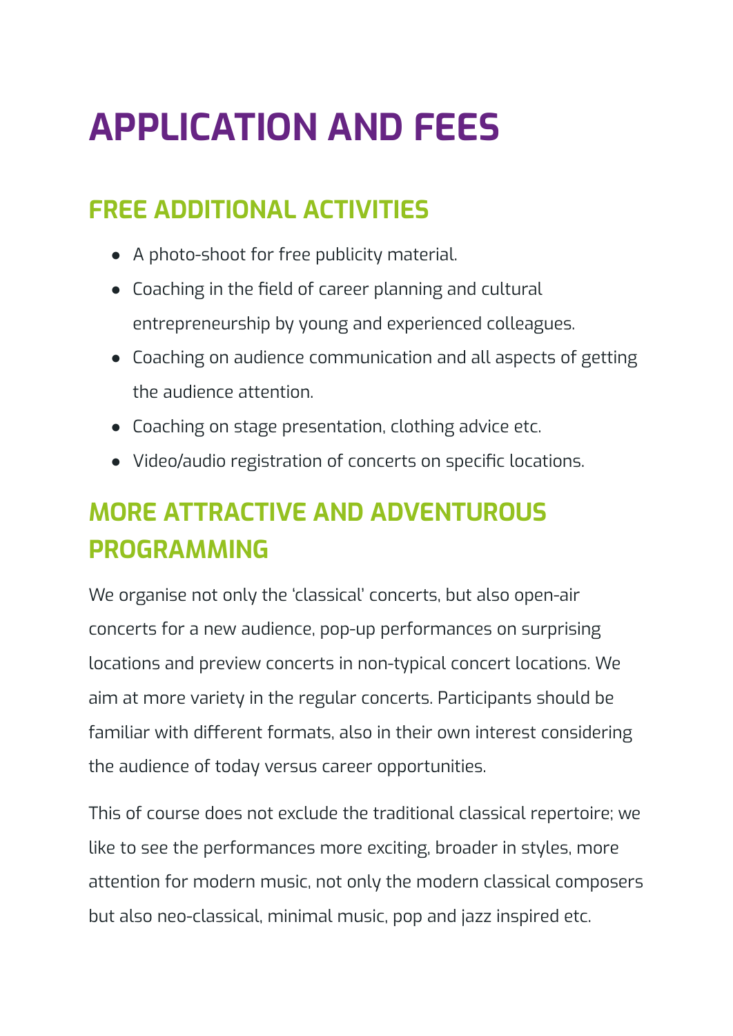# APPLICATION AND FEES

## FREE ADDITIONAL ACTIVITIES

- A photo-shoot for free publicity material.
- Coaching in the field of career planning and cultural entrepreneurship by young and experienced colleagues.
- Coaching on audience communication and all aspects of getting the audience attention.
- Coaching on stage presentation, clothing advice etc.
- Video/audio registration of concerts on specific locations.

## MORE ATTRACTIVE AND ADVENTUROUS PROGRAMMING

We organise not only the 'classical' concerts, but also open-air concerts for a new audience, pop-up performances on surprising locations and preview concerts in non-typical concert locations. We aim at more variety in the regular concerts. Participants should be familiar with different formats, also in their own interest considering the audience of today versus career opportunities.

This of course does not exclude the traditional classical repertoire; we like to see the performances more exciting, broader in styles, more attention for modern music, not only the modern classical composers but also neo-classical, minimal music, pop and jazz inspired etc.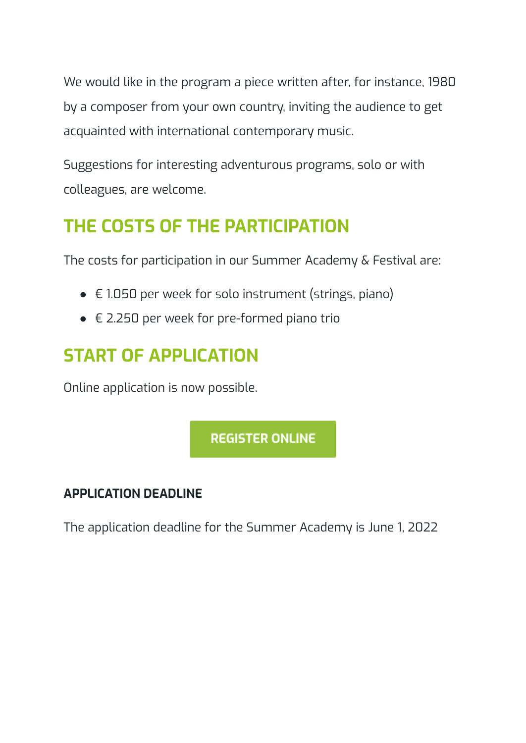We would like in the program a piece written after, for instance, 1980 by a composer from your own country, inviting the audience to get acquainted with international contemporary music.

Suggestions for interesting adventurous programs, solo or with colleagues, are welcome.

## THE COSTS OF THE PARTICIPATION

The costs for participation in our Summer Academy & Festival are:

- € 1.050 per week for solo instrument (strings, piano)
- € 2.250 per week for pre-formed piano trio

## START OF APPLICATION

Online application is now possible.

REGISTER ONLINE

**APPLICATION DEADLINE**

The application deadline for the Summer Academy is June 1, 2022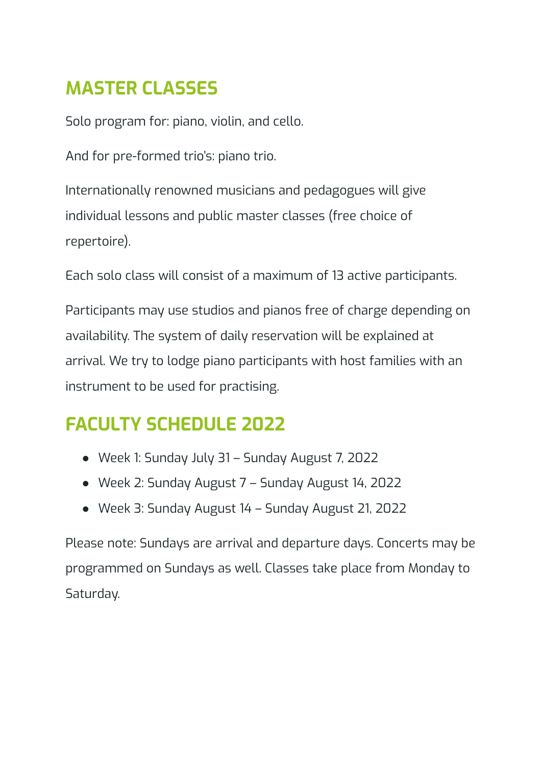## MASTER CLASSES

Solo program for: piano, violin, and cello.

And for pre-formed trio's: piano trio.

Internationally renowned musicians and pedagogues will give individual lessons and public master classes (free choice of repertoire).

Each solo class will consist of a maximum of 13 active participants.

Participants may use studios and pianos free of charge depending on availability. The system of daily reservation will be explained at arrival. We try to lodge piano participants with host families with an instrument to be used for practising.

## FACULTY SCHEDULE 2022

- Week 1: Sunday July 31 – Sunday August 7, 2022
- Week 2: Sunday August 7 – Sunday August 14, 2022
- Week 3: Sunday August 14 – Sunday August 21, 2022

Please note: Sundays are arrival and departure days. Concerts may be programmed on Sundays as well. Classes take place from Monday to Saturday.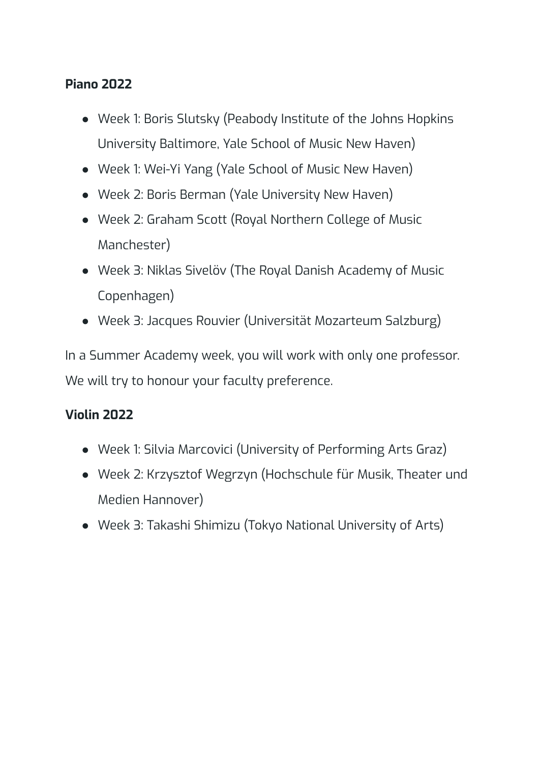**Piano 2022**

- Week 1: Boris Slutsky (Peabody Institute of the Johns Hopkins University Baltimore, Yale School of Music New Haven)
- Week 1: Wei-Yi Yang (Yale School of Music New Haven)
- Week 2: Boris Berman (Yale University New Haven)
- Week 2: Graham Scott (Royal Northern College of Music Manchester)
- Week 3: Niklas Sivelöv (The Royal Danish Academy of Music Copenhagen)
- Week 3: Jacques Rouvier (Universität Mozarteum Salzburg)

In a Summer Academy week, you will work with only one professor. We will try to honour your faculty preference.

**Violin 2022**

- Week 1: Silvia Marcovici (University of Performing Arts Graz)
- Week 2: Krzysztof Wegrzyn (Hochschule für Musik, Theater und Medien Hannover)
- Week 3: Takashi Shimizu (Tokyo National University of Arts)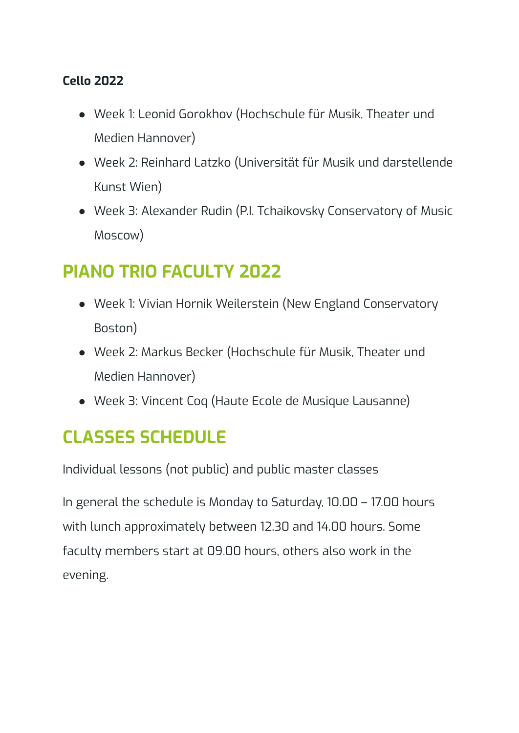**Cello 2022**

- Week 1: Leonid Gorokhov (Hochschule für Musik, Theater und Medien Hannover)
- Week 2: Reinhard Latzko (Universität für Musik und darstellende Kunst Wien)
- Week 3: Alexander Rudin (P.I. Tchaikovsky Conservatory of Music Moscow)

## PIANO TRIO FACULTY 2022

- Week 1: Vivian Hornik Weilerstein (New England Conservatory Boston)
- Week 2: Markus Becker (Hochschule für Musik, Theater und Medien Hannover)
- Week 3: Vincent Coq (Haute Ecole de Musique Lausanne)

## CLASSES SCHEDULE

Individual lessons (not public) and public master classes

In general the schedule is Monday to Saturday, 10.00 – 17.00 hours with lunch approximately between 12.30 and 14.00 hours. Some faculty members start at 09.00 hours, others also work in the evening.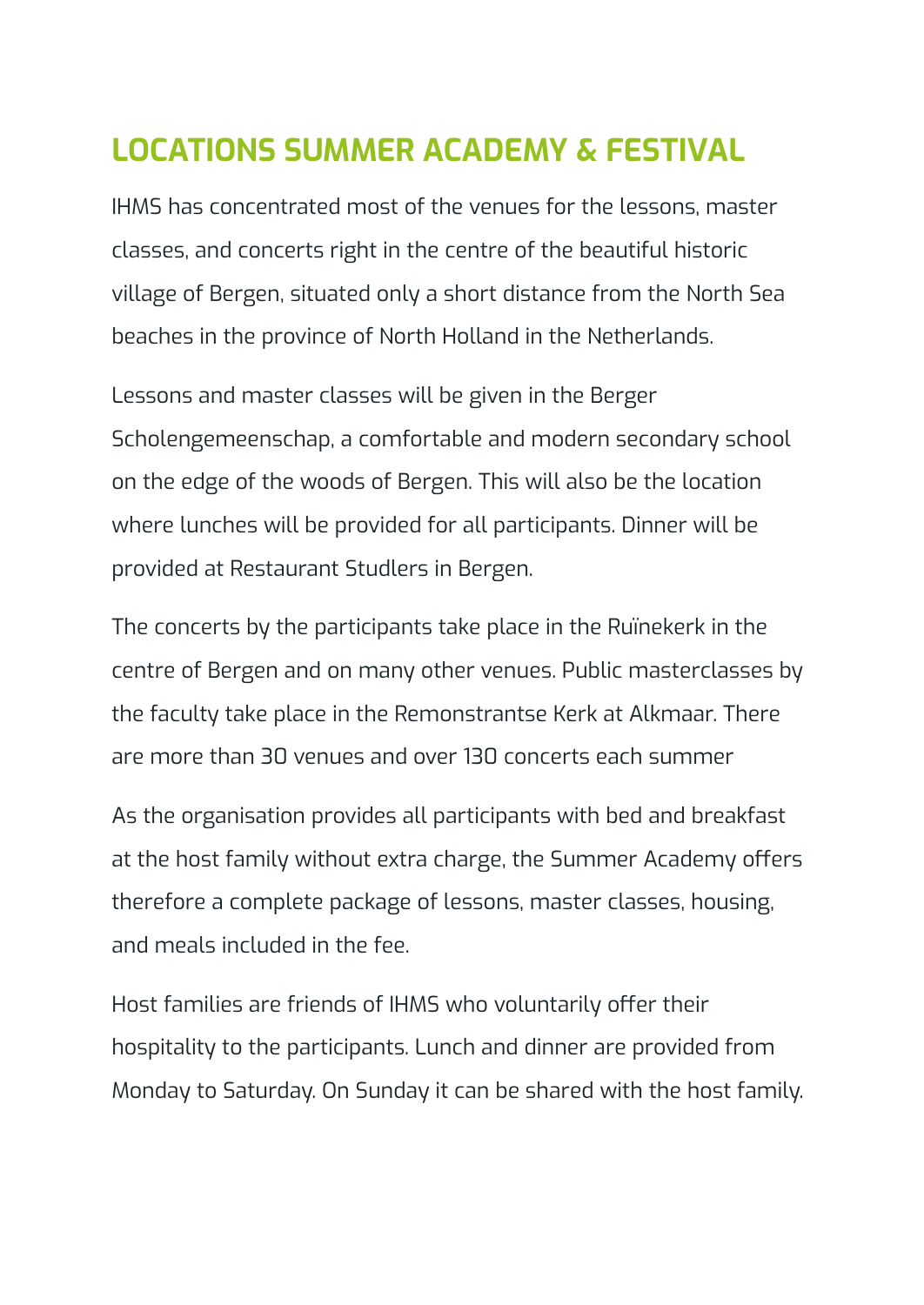## LOCATIONS SUMMER ACADEMY & FESTIVAL

IHMS has concentrated most of the venues for the lessons, master classes, and concerts right in the centre of the beautiful historic village of Bergen, situated only a short distance from the North Sea beaches in the province of North Holland in the Netherlands.

Lessons and master classes will be given in the Berger Scholengemeenschap, a comfortable and modern secondary school on the edge of the woods of Bergen. This will also be the location where lunches will be provided for all participants. Dinner will be provided at Restaurant Studlers in Bergen.

The concerts by the participants take place in the Ruïnekerk in the centre of Bergen and on many other venues. Public masterclasses by the faculty take place in the Remonstrantse Kerk at Alkmaar. There are more than 30 venues and over 130 concerts each summer

As the organisation provides all participants with bed and breakfast at the host family without extra charge, the Summer Academy offers therefore a complete package of lessons, master classes, housing, and meals included in the fee.

Host families are friends of IHMS who voluntarily offer their hospitality to the participants. Lunch and dinner are provided from Monday to Saturday. On Sunday it can be shared with the host family.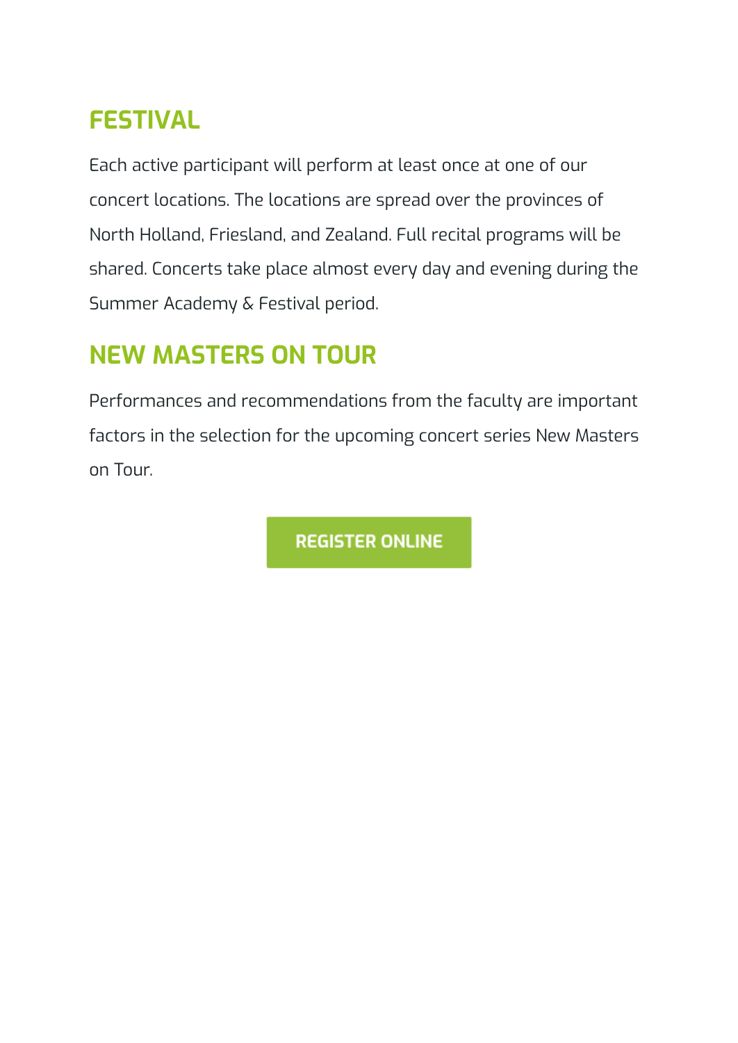## FESTIVAL

Each active participant will perform at least once at one of our concert locations. The locations are spread over the provinces of North Holland, Friesland, and Zealand. Full recital programs will be shared. Concerts take place almost every day and evening during the Summer Academy & Festival period.

## NEW MASTERS ON TOUR

Performances and recommendations from the faculty are important factors in the selection for the upcoming concert series New Masters on Tour.

**REGISTER ONLINE**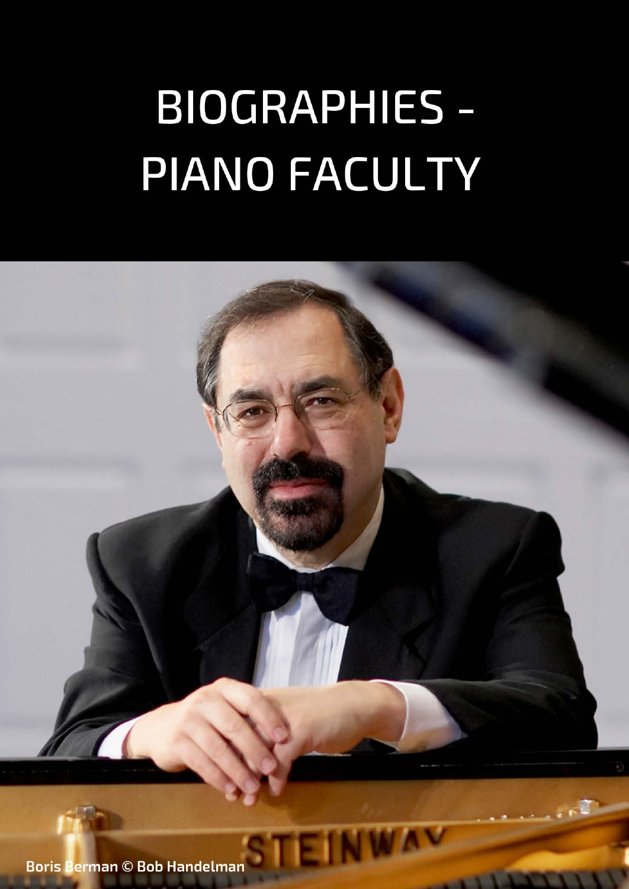# BIOGRAPHIES - PIANO FACULTY

Boris Berman © Bob Handelman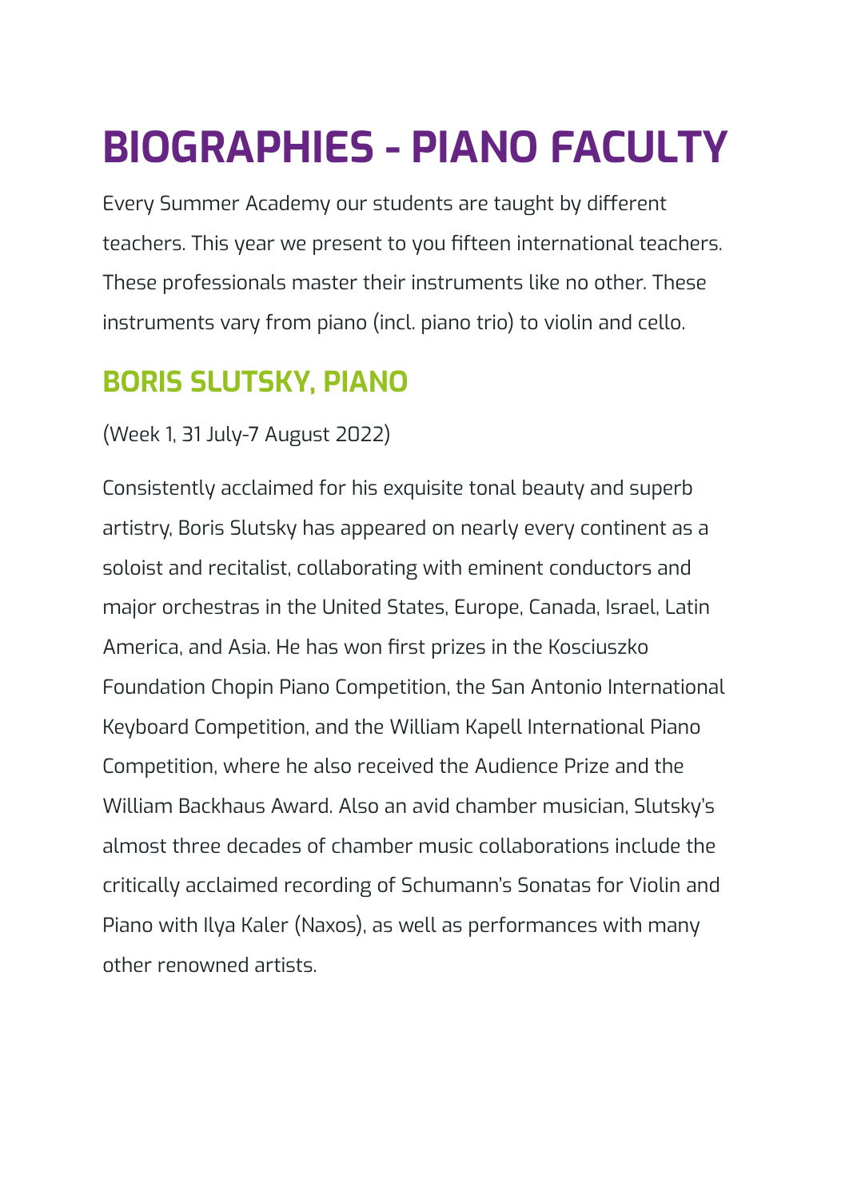# BIOGRAPHIES - PIANO FACULTY

Every Summer Academy our students are taught by different teachers. This year we present to you fifteen international teachers. These professionals master their instruments like no other. These instruments vary from piano (incl. piano trio) to violin and cello.

## BORIS SLUTSKY, PIANO

(Week 1, 31 July-7 August 2022)

Consistently acclaimed for his exquisite tonal beauty and superb artistry, Boris Slutsky has appeared on nearly every continent as a soloist and recitalist, collaborating with eminent conductors and major orchestras in the United States, Europe, Canada, Israel, Latin America, and Asia. He has won first prizes in the Kosciuszko Foundation Chopin Piano Competition, the San Antonio International Keyboard Competition, and the William Kapell International Piano Competition, where he also received the Audience Prize and the William Backhaus Award. Also an avid chamber musician, Slutsky's almost three decades of chamber music collaborations include the critically acclaimed recording of Schumann's Sonatas for Violin and Piano with Ilya Kaler (Naxos), as well as performances with many other renowned artists.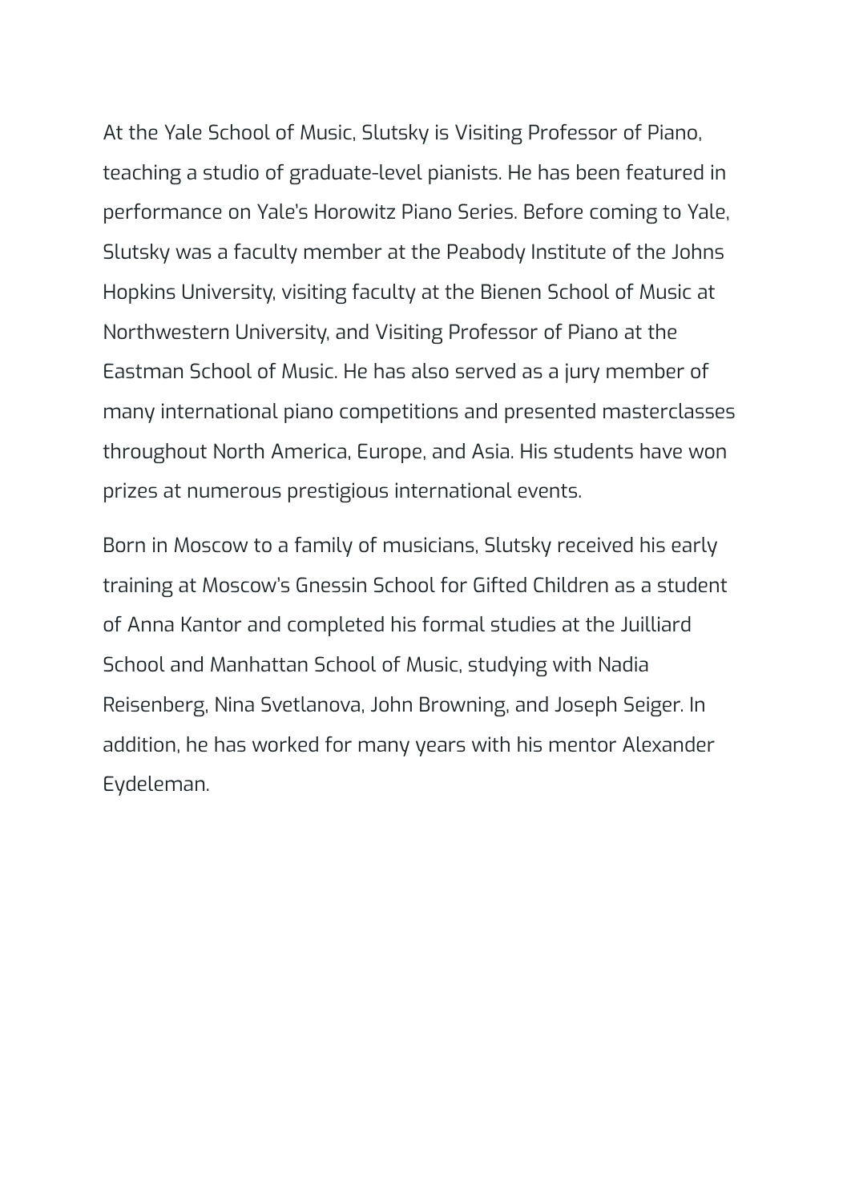At the Yale School of Music, Slutsky is Visiting Professor of Piano, teaching a studio of graduate-level pianists. He has been featured in performance on Yale's Horowitz Piano Series. Before coming to Yale, Slutsky was a faculty member at the Peabody Institute of the Johns Hopkins University, visiting faculty at the Bienen School of Music at Northwestern University, and Visiting Professor of Piano at the Eastman School of Music. He has also served as a jury member of many international piano competitions and presented masterclasses throughout North America, Europe, and Asia. His students have won prizes at numerous prestigious international events.

Born in Moscow to a family of musicians, Slutsky received his early training at Moscow's Gnessin School for Gifted Children as a student of Anna Kantor and completed his formal studies at the Juilliard School and Manhattan School of Music, studying with Nadia Reisenberg, Nina Svetlanova, John Browning, and Joseph Seiger. In addition, he has worked for many years with his mentor Alexander Eydeleman.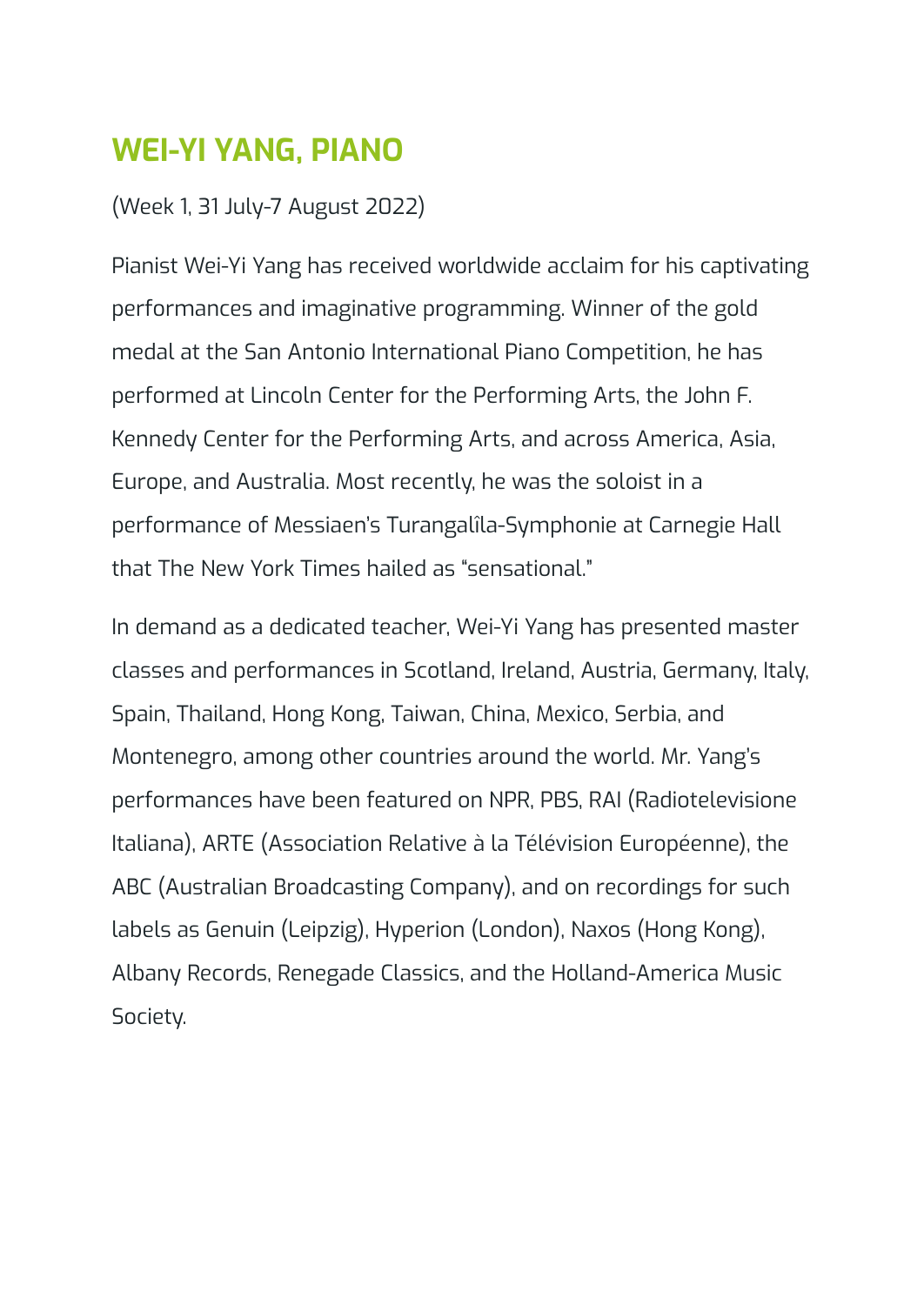## WEI-YI YANG, PIANO

(Week 1, 31 July-7 August 2022)

Pianist Wei-Yi Yang has received worldwide acclaim for his captivating performances and imaginative programming. Winner of the gold medal at the San Antonio International Piano Competition, he has performed at Lincoln Center for the Performing Arts, the John F. Kennedy Center for the Performing Arts, and across America, Asia, Europe, and Australia. Most recently, he was the soloist in a performance of Messiaen's Turangalîla-Symphonie at Carnegie Hall that The New York Times hailed as "sensational."

In demand as a dedicated teacher, Wei-Yi Yang has presented master classes and performances in Scotland, Ireland, Austria, Germany, Italy, Spain, Thailand, Hong Kong, Taiwan, China, Mexico, Serbia, and Montenegro, among other countries around the world. Mr. Yang's performances have been featured on NPR, PBS, RAI (Radiotelevisione Italiana), ARTE (Association Relative à la Télévision Européenne), the ABC (Australian Broadcasting Company), and on recordings for such labels as Genuin (Leipzig), Hyperion (London), Naxos (Hong Kong), Albany Records, Renegade Classics, and the Holland-America Music Society.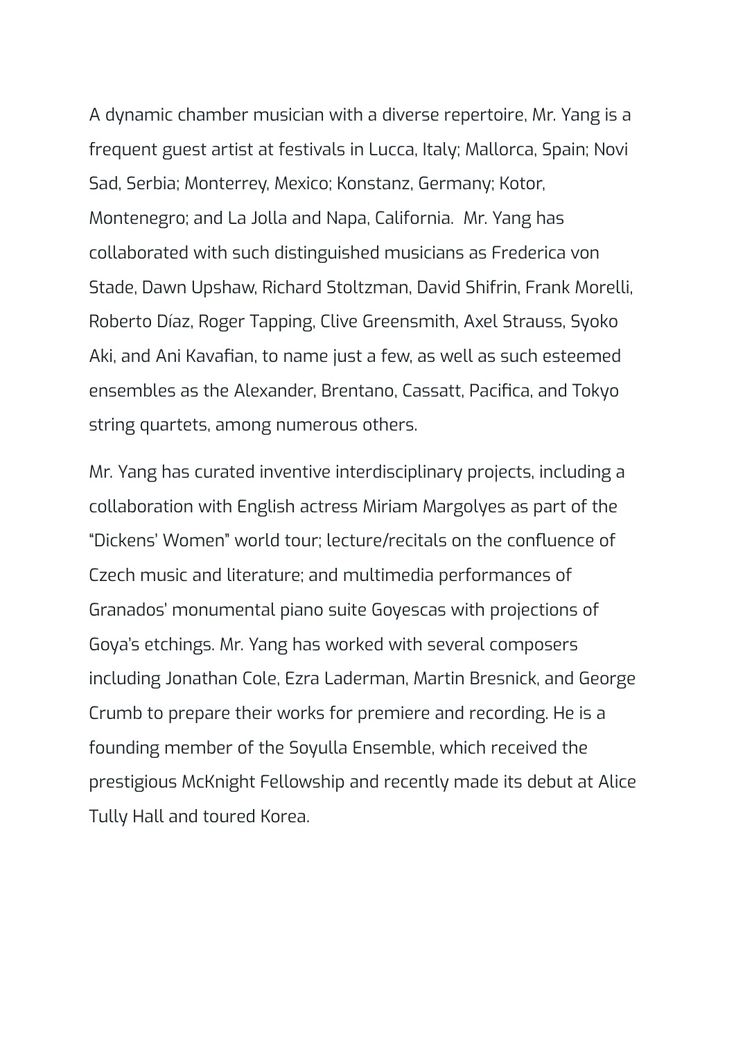A dynamic chamber musician with a diverse repertoire, Mr. Yang is a frequent guest artist at festivals in Lucca, Italy; Mallorca, Spain; Novi Sad, Serbia; Monterrey, Mexico; Konstanz, Germany; Kotor, Montenegro; and La Jolla and Napa, California. Mr. Yang has collaborated with such distinguished musicians as Frederica von Stade, Dawn Upshaw, Richard Stoltzman, David Shifrin, Frank Morelli, Roberto Díaz, Roger Tapping, Clive Greensmith, Axel Strauss, Syoko Aki, and Ani Kavafian, to name just a few, as well as such esteemed ensembles as the Alexander, Brentano, Cassatt, Pacifica, and Tokyo string quartets, among numerous others.

Mr. Yang has curated inventive interdisciplinary projects, including a collaboration with English actress Miriam Margolyes as part of the "Dickens' Women" world tour; lecture/recitals on the confluence of Czech music and literature; and multimedia performances of Granados' monumental piano suite Goyescas with projections of Goya's etchings. Mr. Yang has worked with several composers including Jonathan Cole, Ezra Laderman, Martin Bresnick, and George Crumb to prepare their works for premiere and recording. He is a founding member of the Soyulla Ensemble, which received the prestigious McKnight Fellowship and recently made its debut at Alice Tully Hall and toured Korea.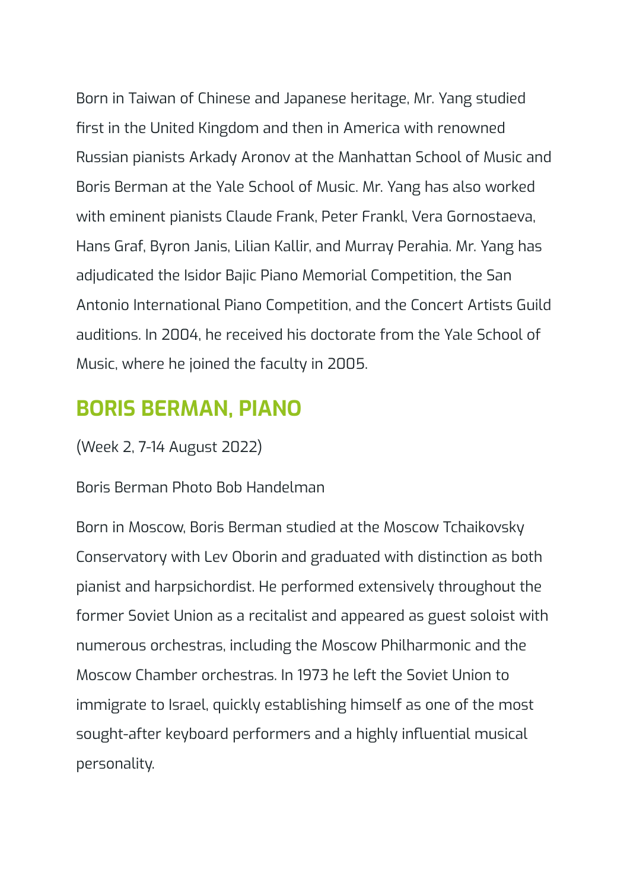Born in Taiwan of Chinese and Japanese heritage, Mr. Yang studied first in the United Kingdom and then in America with renowned Russian pianists Arkady Aronov at the Manhattan School of Music and Boris Berman at the Yale School of Music. Mr. Yang has also worked with eminent pianists Claude Frank, Peter Frankl, Vera Gornostaeva, Hans Graf, Byron Janis, Lilian Kallir, and Murray Perahia. Mr. Yang has adjudicated the Isidor Bajic Piano Memorial Competition, the San Antonio International Piano Competition, and the Concert Artists Guild auditions. In 2004, he received his doctorate from the Yale School of Music, where he joined the faculty in 2005.

## BORIS BERMAN, PIANO

(Week 2, 7-14 August 2022)

Boris Berman Photo Bob Handelman

Born in Moscow, Boris Berman studied at the Moscow Tchaikovsky Conservatory with Lev Oborin and graduated with distinction as both pianist and harpsichordist. He performed extensively throughout the former Soviet Union as a recitalist and appeared as guest soloist with numerous orchestras, including the Moscow Philharmonic and the Moscow Chamber orchestras. In 1973 he left the Soviet Union to immigrate to Israel, quickly establishing himself as one of the most sought-after keyboard performers and a highly influential musical personality.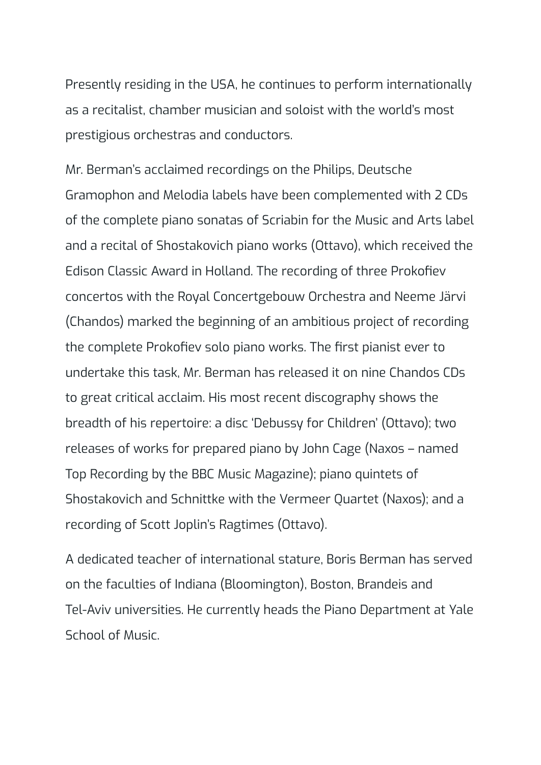Presently residing in the USA, he continues to perform internationally as a recitalist, chamber musician and soloist with the world's most prestigious orchestras and conductors.

Mr. Berman's acclaimed recordings on the Philips, Deutsche Gramophon and Melodia labels have been complemented with 2 CDs of the complete piano sonatas of Scriabin for the Music and Arts label and a recital of Shostakovich piano works (Ottavo), which received the Edison Classic Award in Holland. The recording of three Prokofiev concertos with the Royal Concertgebouw Orchestra and Neeme Järvi (Chandos) marked the beginning of an ambitious project of recording the complete Prokofiev solo piano works. The first pianist ever to undertake this task, Mr. Berman has released it on nine Chandos CDs to great critical acclaim. His most recent discography shows the breadth of his repertoire: a disc 'Debussy for Children' (Ottavo); two releases of works for prepared piano by John Cage (Naxos – named Top Recording by the BBC Music Magazine); piano quintets of Shostakovich and Schnittke with the Vermeer Quartet (Naxos); and a recording of Scott Joplin's Ragtimes (Ottavo).

A dedicated teacher of international stature, Boris Berman has served on the faculties of Indiana (Bloomington), Boston, Brandeis and Tel-Aviv universities. He currently heads the Piano Department at Yale School of Music.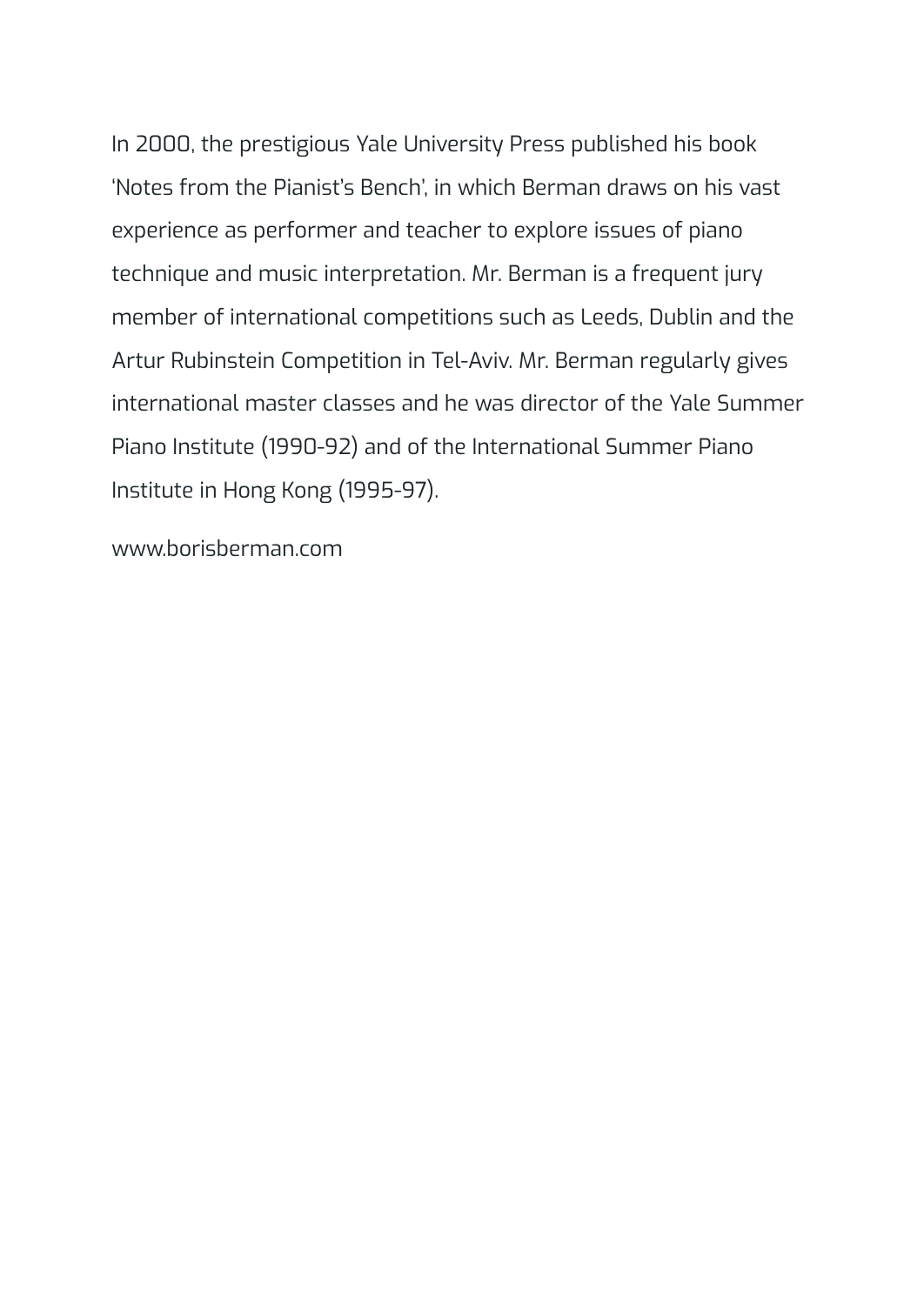In 2000, the prestigious Yale University Press published his book 'Notes from the Pianist's Bench', in which Berman draws on his vast experience as performer and teacher to explore issues of piano technique and music interpretation. Mr. Berman is a frequent jury member of international competitions such as Leeds, Dublin and the Artur Rubinstein Competition in Tel-Aviv. Mr. Berman regularly gives international master classes and he was director of the Yale Summer Piano Institute (1990-92) and of the International Summer Piano Institute in Hong Kong (1995-97).

www.borisberman.com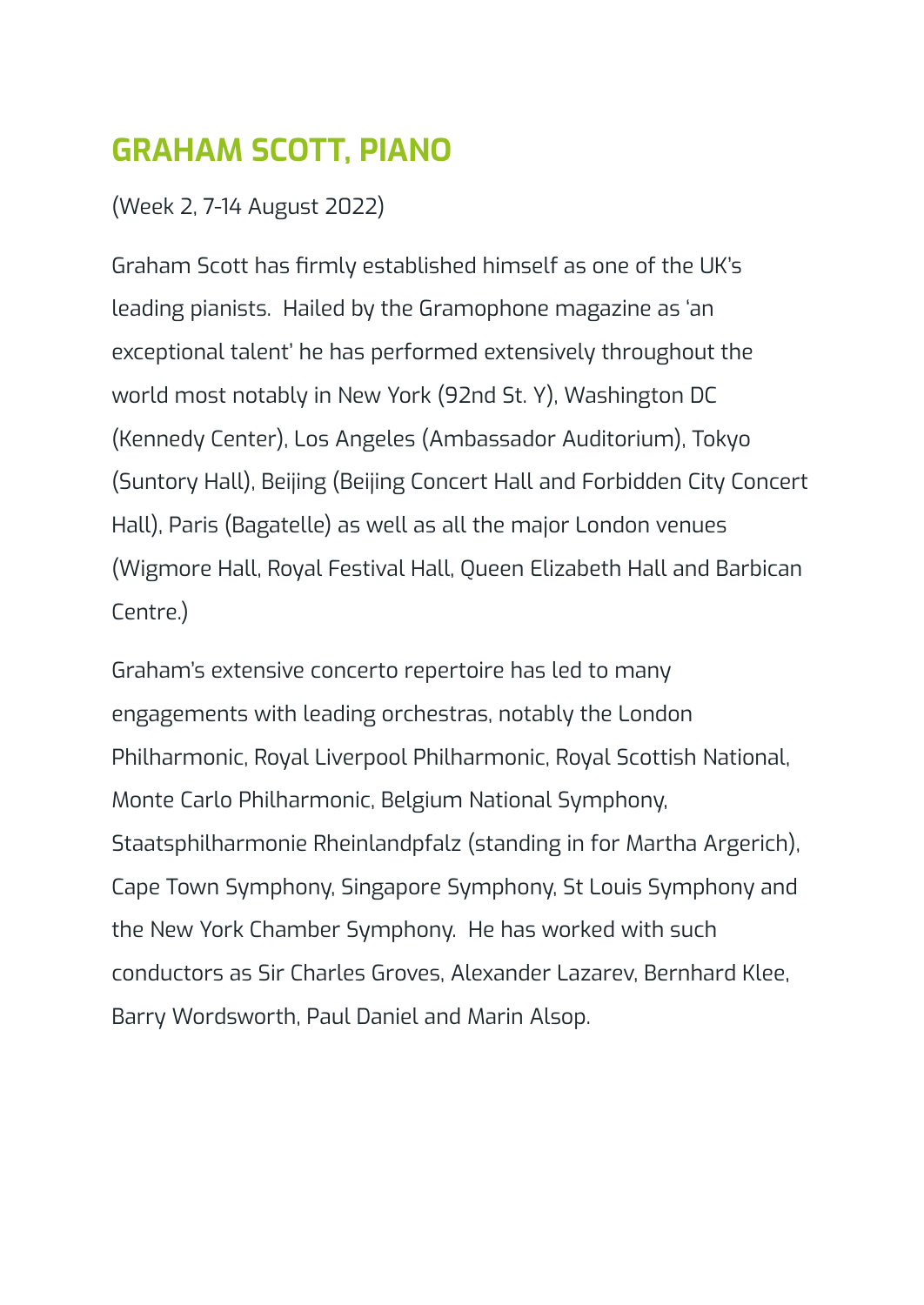## GRAHAM SCOTT, PIANO

(Week 2, 7-14 August 2022)

Graham Scott has firmly established himself as one of the UK's leading pianists.  Hailed by the Gramophone magazine as 'an exceptional talent' he has performed extensively throughout the world most notably in New York (92nd St. Y), Washington DC (Kennedy Center), Los Angeles (Ambassador Auditorium), Tokyo (Suntory Hall), Beijing (Beijing Concert Hall and Forbidden City Concert Hall), Paris (Bagatelle) as well as all the major London venues (Wigmore Hall, Royal Festival Hall, Queen Elizabeth Hall and Barbican Centre.)

Graham's extensive concerto repertoire has led to many engagements with leading orchestras, notably the London Philharmonic, Royal Liverpool Philharmonic, Royal Scottish National, Monte Carlo Philharmonic, Belgium National Symphony, Staatsphilharmonie Rheinlandpfalz (standing in for Martha Argerich), Cape Town Symphony, Singapore Symphony, St Louis Symphony and the New York Chamber Symphony.  He has worked with such conductors as Sir Charles Groves, Alexander Lazarev, Bernhard Klee, Barry Wordsworth, Paul Daniel and Marin Alsop.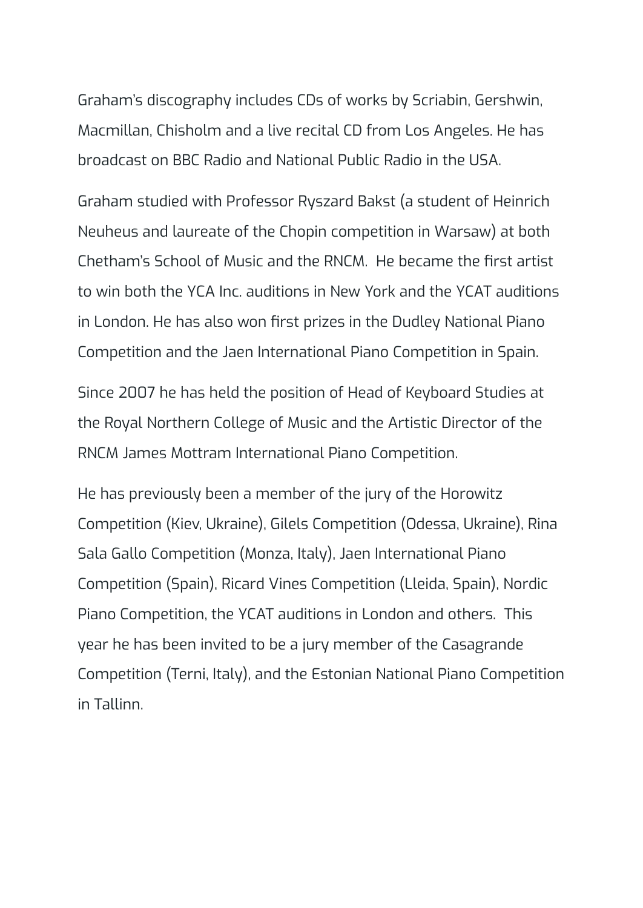Graham's discography includes CDs of works by Scriabin, Gershwin, Macmillan, Chisholm and a live recital CD from Los Angeles. He has broadcast on BBC Radio and National Public Radio in the USA.

Graham studied with Professor Ryszard Bakst (a student of Heinrich Neuheus and laureate of the Chopin competition in Warsaw) at both Chetham's School of Music and the RNCM.  He became the first artist to win both the YCA Inc. auditions in New York and the YCAT auditions in London. He has also won first prizes in the Dudley National Piano Competition and the Jaen International Piano Competition in Spain.

Since 2007 he has held the position of Head of Keyboard Studies at the Royal Northern College of Music and the Artistic Director of the RNCM James Mottram International Piano Competition.

He has previously been a member of the jury of the Horowitz Competition (Kiev, Ukraine), Gilels Competition (Odessa, Ukraine), Rina Sala Gallo Competition (Monza, Italy), Jaen International Piano Competition (Spain), Ricard Vines Competition (Lleida, Spain), Nordic Piano Competition, the YCAT auditions in London and others.  This year he has been invited to be a jury member of the Casagrande Competition (Terni, Italy), and the Estonian National Piano Competition in Tallinn.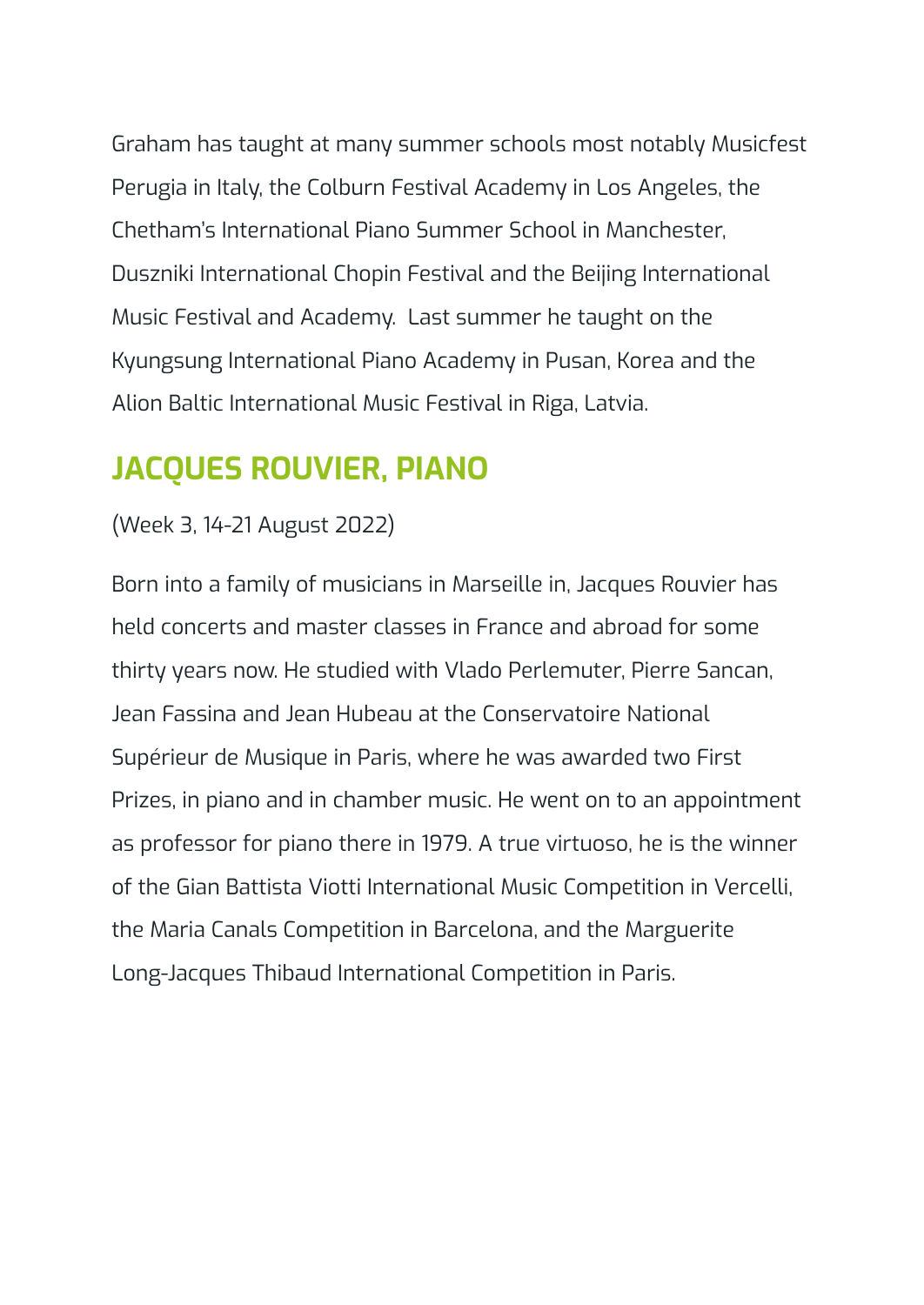Graham has taught at many summer schools most notably Musicfest Perugia in Italy, the Colburn Festival Academy in Los Angeles, the Chetham's International Piano Summer School in Manchester, Duszniki International Chopin Festival and the Beijing International Music Festival and Academy.  Last summer he taught on the Kyungsung International Piano Academy in Pusan, Korea and the Alion Baltic International Music Festival in Riga, Latvia.

## JACQUES ROUVIER, PIANO

(Week 3, 14-21 August 2022)

Born into a family of musicians in Marseille in, Jacques Rouvier has held concerts and master classes in France and abroad for some thirty years now. He studied with Vlado Perlemuter, Pierre Sancan, Jean Fassina and Jean Hubeau at the Conservatoire National Supérieur de Musique in Paris, where he was awarded two First Prizes, in piano and in chamber music. He went on to an appointment as professor for piano there in 1979. A true virtuoso, he is the winner of the Gian Battista Viotti International Music Competition in Vercelli, the Maria Canals Competition in Barcelona, and the Marguerite Long-Jacques Thibaud International Competition in Paris.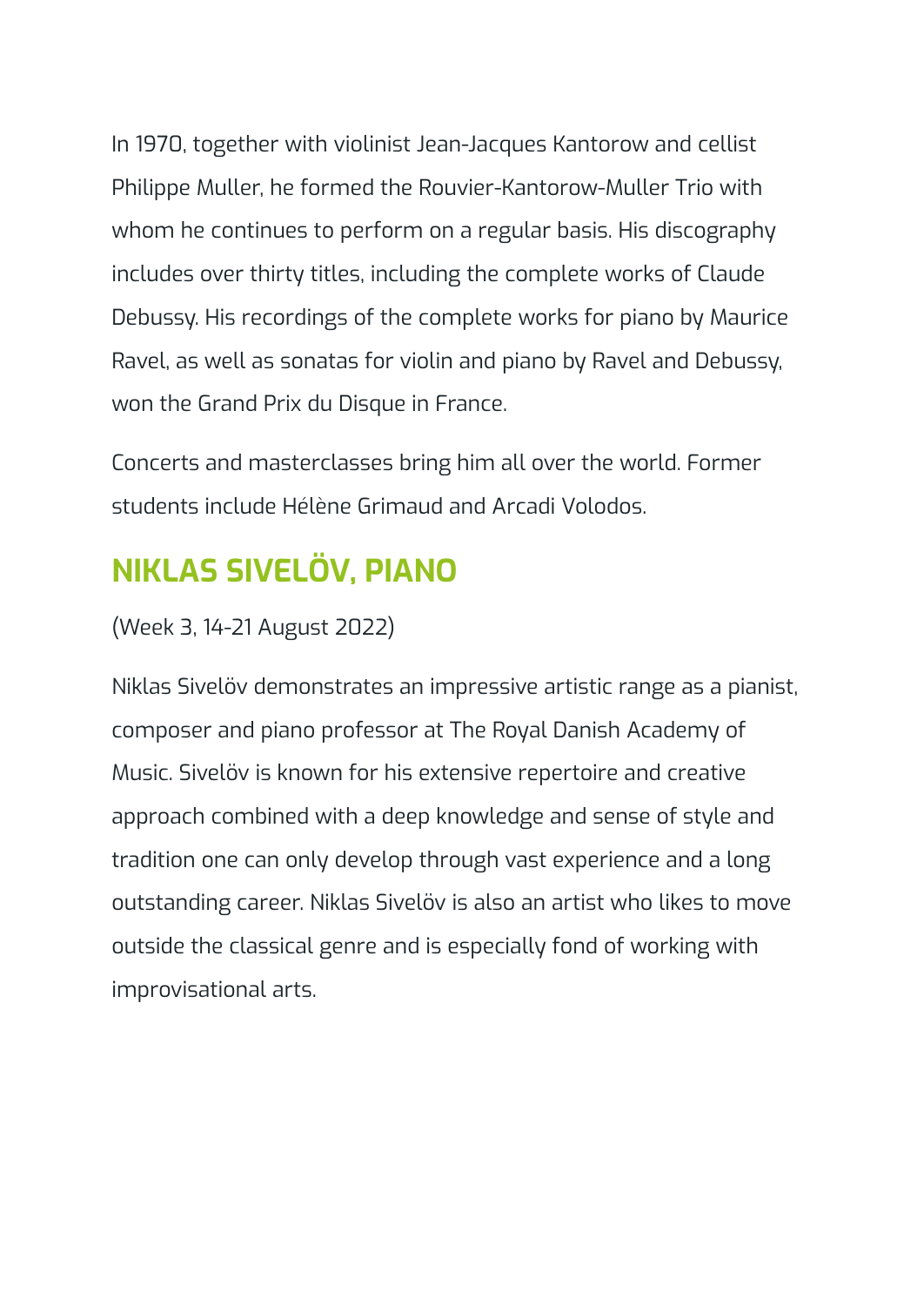In 1970, together with violinist Jean-Jacques Kantorow and cellist Philippe Muller, he formed the Rouvier-Kantorow-Muller Trio with whom he continues to perform on a regular basis. His discography includes over thirty titles, including the complete works of Claude Debussy. His recordings of the complete works for piano by Maurice Ravel, as well as sonatas for violin and piano by Ravel and Debussy, won the Grand Prix du Disque in France.

Concerts and masterclasses bring him all over the world. Former students include Hélène Grimaud and Arcadi Volodos.

## NIKLAS SIVELÖV, PIANO

(Week 3, 14-21 August 2022)

Niklas Sivelöv demonstrates an impressive artistic range as a pianist, composer and piano professor at The Royal Danish Academy of Music. Sivelöv is known for his extensive repertoire and creative approach combined with a deep knowledge and sense of style and tradition one can only develop through vast experience and a long outstanding career. Niklas Sivelöv is also an artist who likes to move outside the classical genre and is especially fond of working with improvisational arts.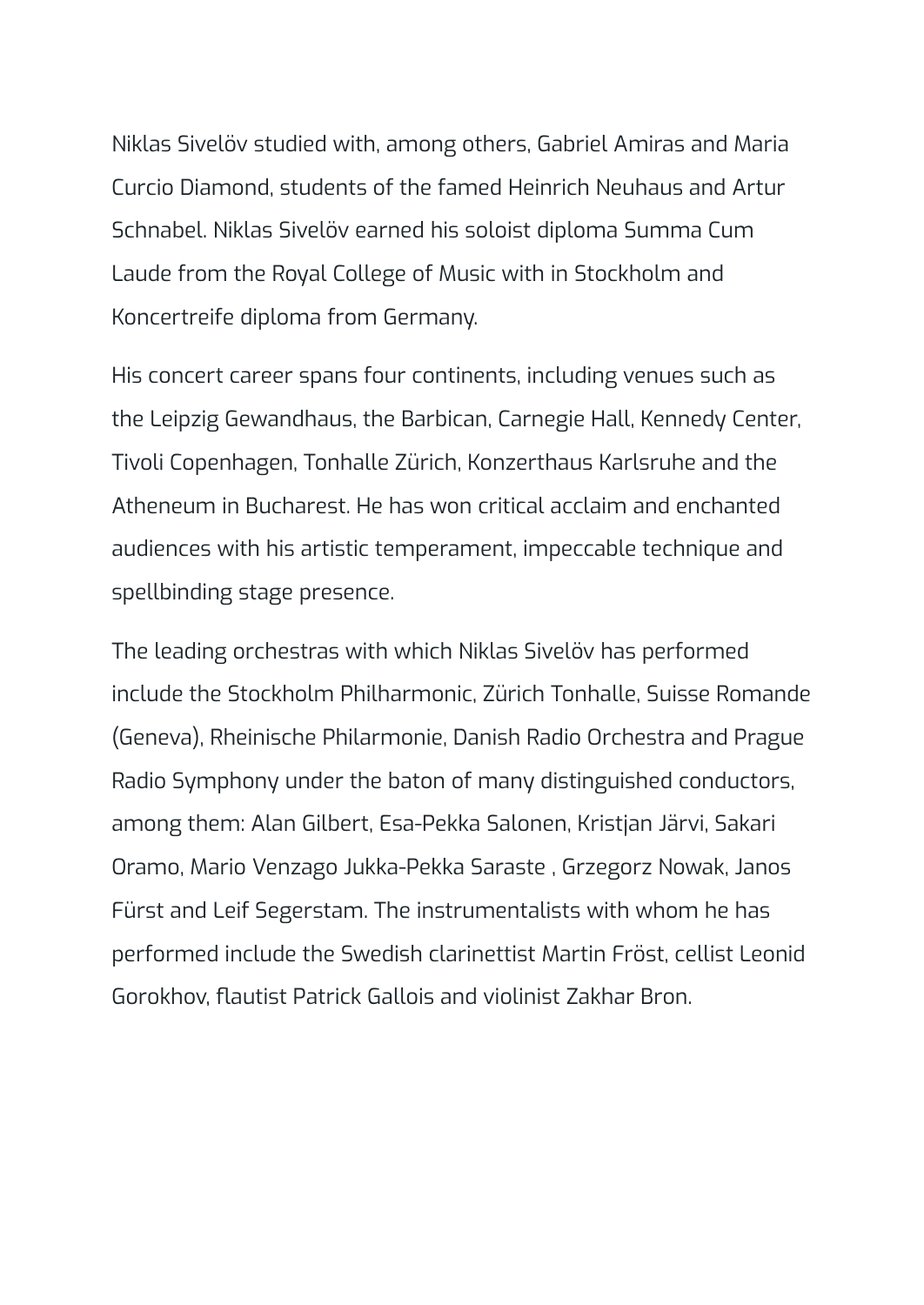Niklas Sivelöv studied with, among others, Gabriel Amiras and Maria Curcio Diamond, students of the famed Heinrich Neuhaus and Artur Schnabel. Niklas Sivelöv earned his soloist diploma Summa Cum Laude from the Royal College of Music with in Stockholm and Koncertreife diploma from Germany.

His concert career spans four continents, including venues such as the Leipzig Gewandhaus, the Barbican, Carnegie Hall, Kennedy Center, Tivoli Copenhagen, Tonhalle Zürich, Konzerthaus Karlsruhe and the Atheneum in Bucharest. He has won critical acclaim and enchanted audiences with his artistic temperament, impeccable technique and spellbinding stage presence.

The leading orchestras with which Niklas Sivelöv has performed include the Stockholm Philharmonic, Zürich Tonhalle, Suisse Romande (Geneva), Rheinische Philarmonie, Danish Radio Orchestra and Prague Radio Symphony under the baton of many distinguished conductors, among them: Alan Gilbert, Esa-Pekka Salonen, Kristjan Järvi, Sakari Oramo, Mario Venzago Jukka-Pekka Saraste , Grzegorz Nowak, Janos Fürst and Leif Segerstam. The instrumentalists with whom he has performed include the Swedish clarinettist Martin Fröst, cellist Leonid Gorokhov, flautist Patrick Gallois and violinist Zakhar Bron.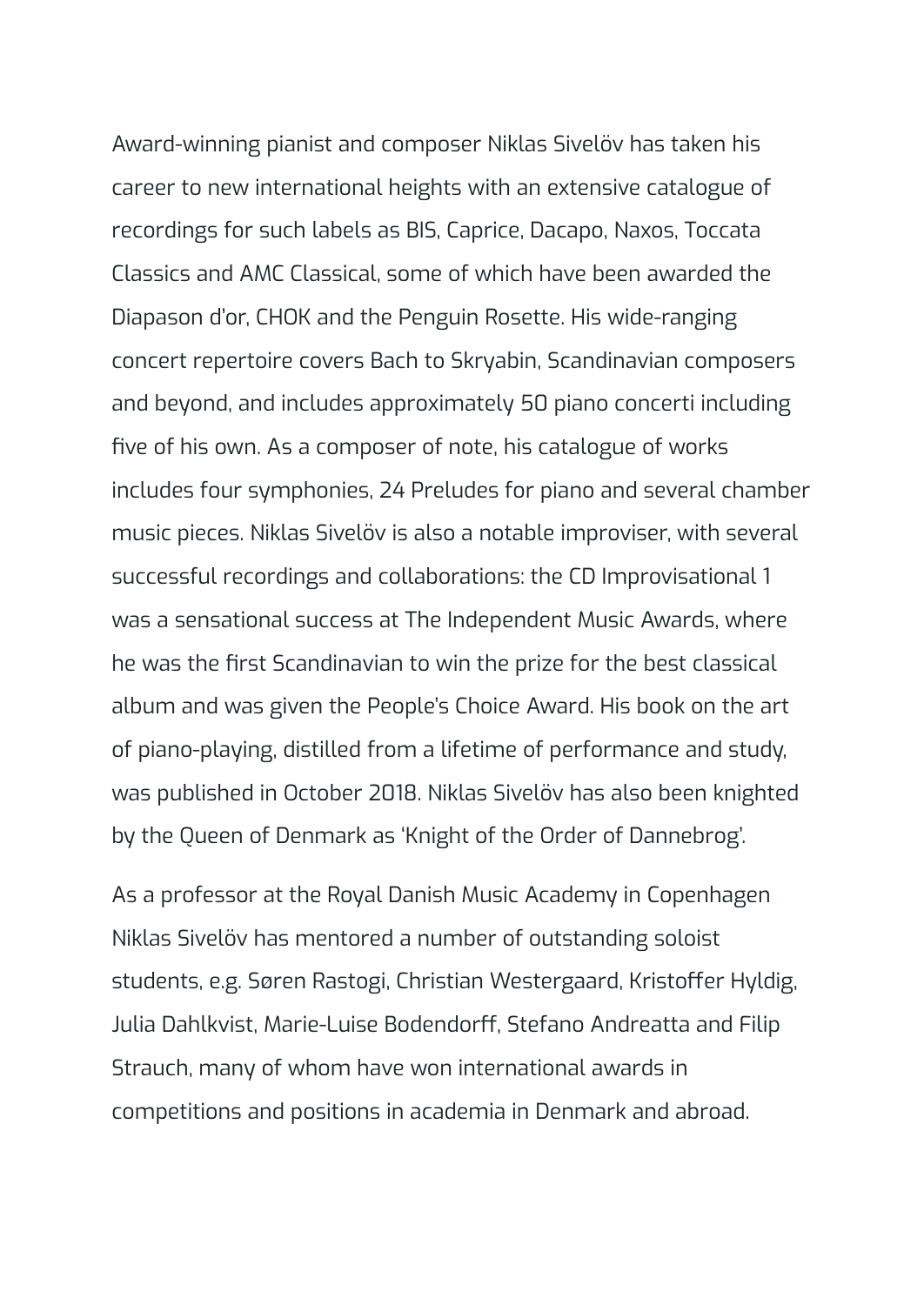Award-winning pianist and composer Niklas Sivelöv has taken his career to new international heights with an extensive catalogue of recordings for such labels as BIS, Caprice, Dacapo, Naxos, Toccata Classics and AMC Classical, some of which have been awarded the Diapason d'or, CHOK and the Penguin Rosette. His wide-ranging concert repertoire covers Bach to Skryabin, Scandinavian composers and beyond, and includes approximately 50 piano concerti including five of his own. As a composer of note, his catalogue of works includes four symphonies, 24 Preludes for piano and several chamber music pieces. Niklas Sivelöv is also a notable improviser, with several successful recordings and collaborations: the CD Improvisational 1 was a sensational success at The Independent Music Awards, where he was the first Scandinavian to win the prize for the best classical album and was given the People's Choice Award. His book on the art of piano-playing, distilled from a lifetime of performance and study, was published in October 2018. Niklas Sivelöv has also been knighted by the Queen of Denmark as 'Knight of the Order of Dannebrog'.

As a professor at the Royal Danish Music Academy in Copenhagen Niklas Sivelöv has mentored a number of outstanding soloist students, e.g. Søren Rastogi, Christian Westergaard, Kristoffer Hyldig, Julia Dahlkvist, Marie-Luise Bodendorff, Stefano Andreatta and Filip Strauch, many of whom have won international awards in competitions and positions in academia in Denmark and abroad.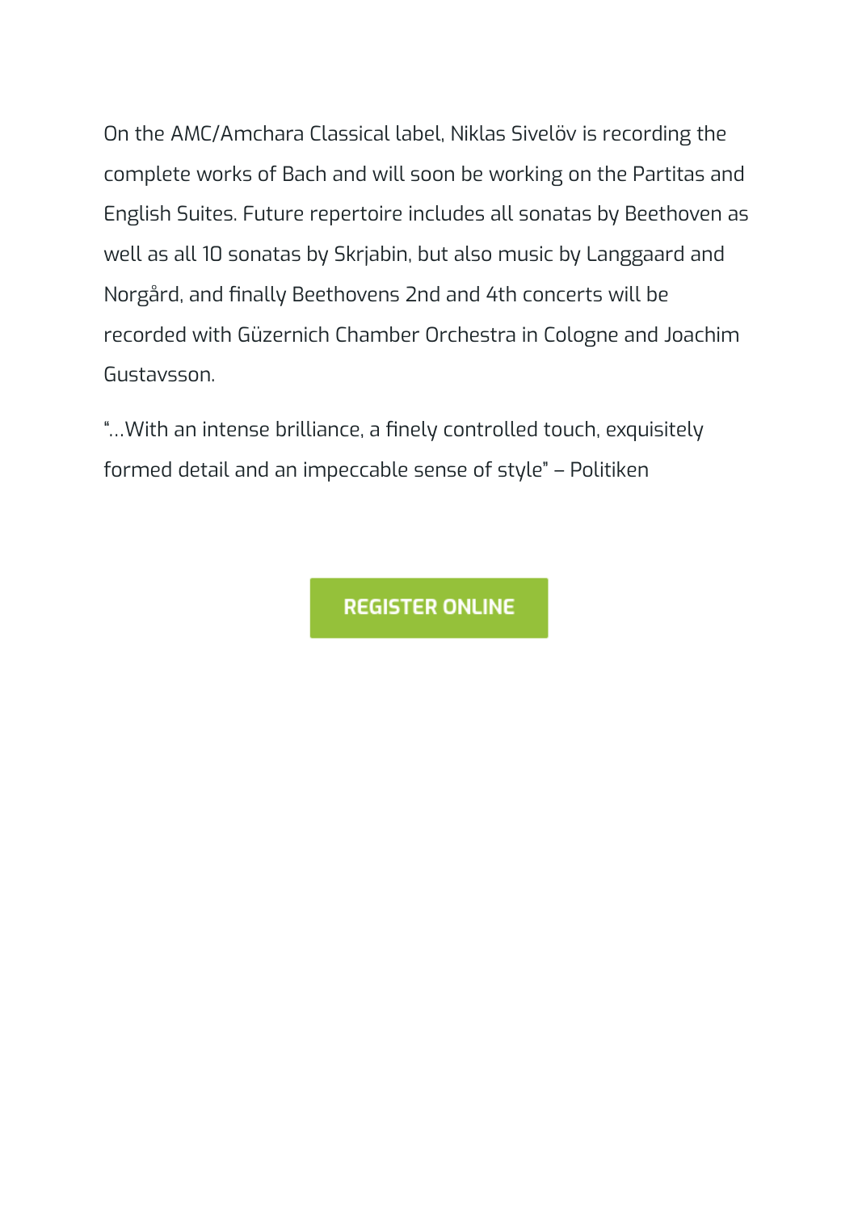On the AMC/Amchara Classical label, Niklas Sivelöv is recording the complete works of Bach and will soon be working on the Partitas and English Suites. Future repertoire includes all sonatas by Beethoven as well as all 10 sonatas by Skrjabin, but also music by Langgaard and Norgård, and finally Beethovens 2nd and 4th concerts will be recorded with Güzernich Chamber Orchestra in Cologne and Joachim Gustavsson.

"...With an intense brilliance, a finely controlled touch, exquisitely formed detail and an impeccable sense of style" – Politiken

**REGISTER ONLINE**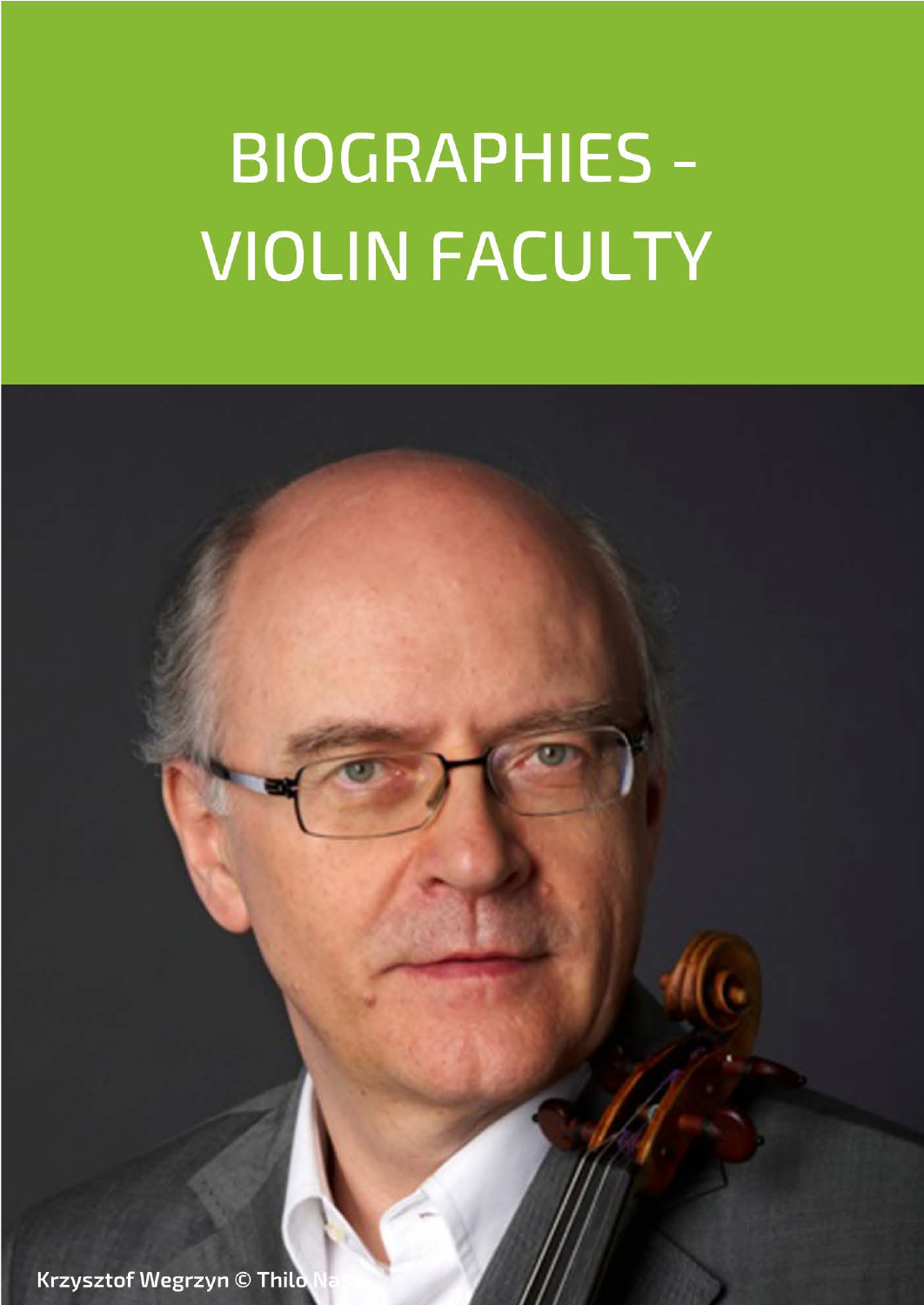# BIOGRAPHIES - VIOLIN FACULTY

Krzysztof Wegrzyn © Thilo Na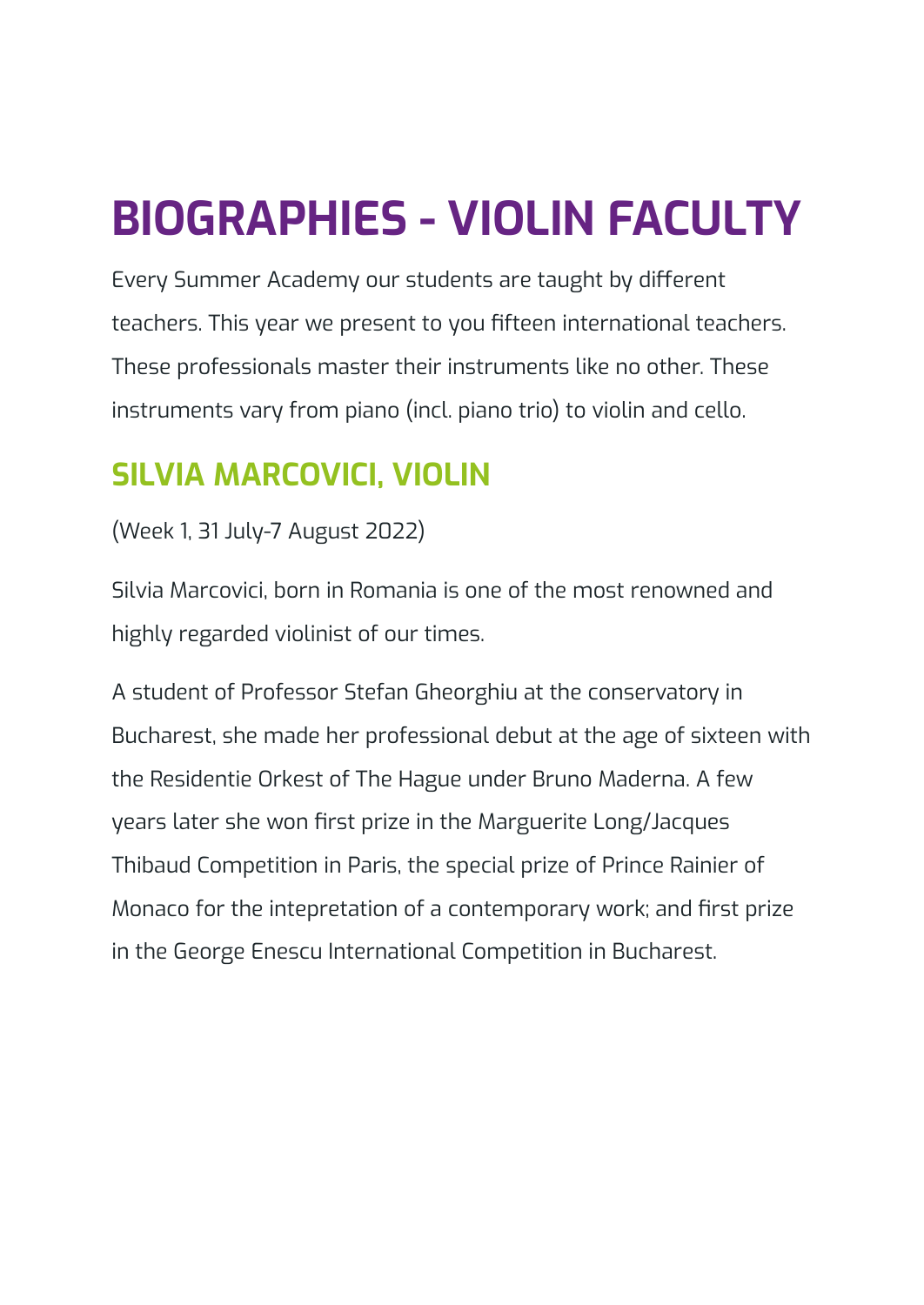# BIOGRAPHIES - VIOLIN FACULTY

Every Summer Academy our students are taught by different teachers. This year we present to you fifteen international teachers. These professionals master their instruments like no other. These instruments vary from piano (incl. piano trio) to violin and cello.

## SILVIA MARCOVICI, VIOLIN

(Week 1, 31 July-7 August 2022)

Silvia Marcovici, born in Romania is one of the most renowned and highly regarded violinist of our times.

A student of Professor Stefan Gheorghiu at the conservatory in Bucharest, she made her professional debut at the age of sixteen with the Residentie Orkest of The Hague under Bruno Maderna. A few years later she won first prize in the Marguerite Long/Jacques Thibaud Competition in Paris, the special prize of Prince Rainier of Monaco for the intepretation of a contemporary work; and first prize in the George Enescu International Competition in Bucharest.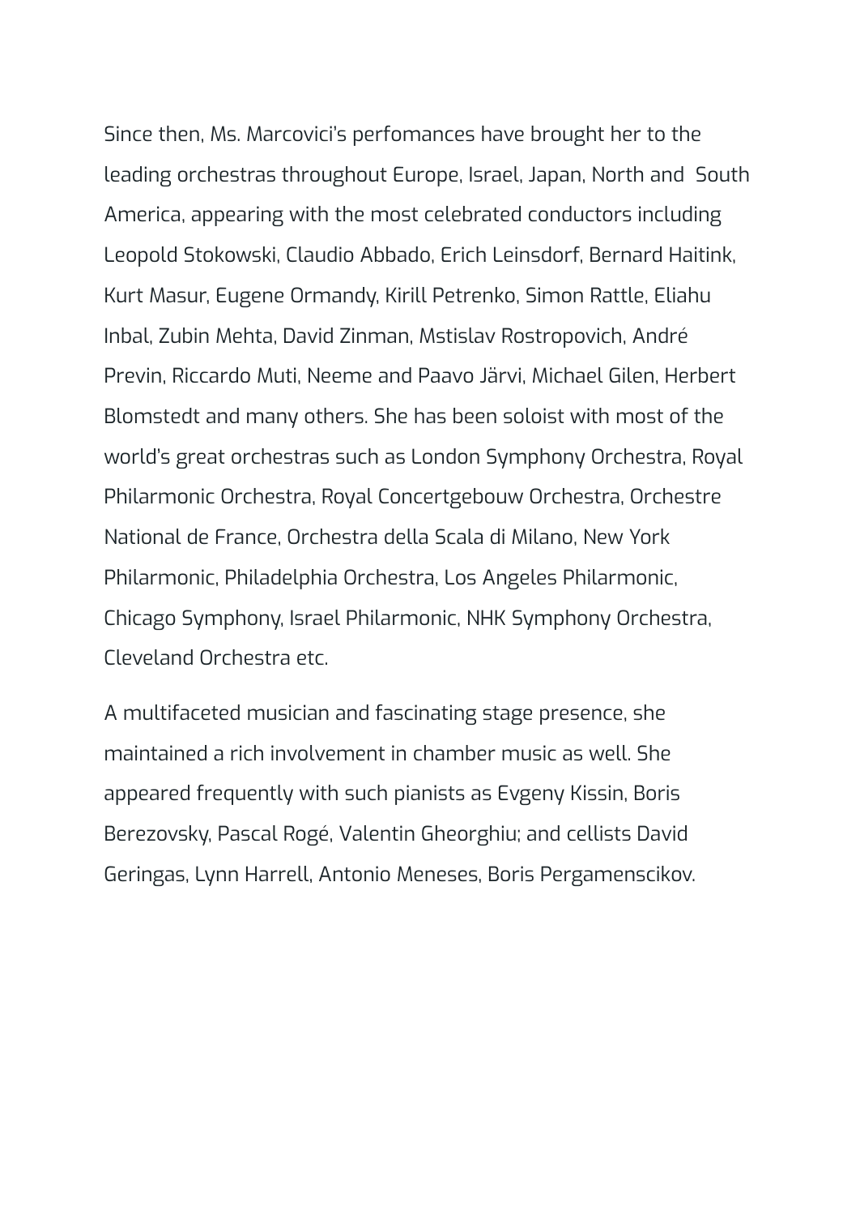Since then, Ms. Marcovici's perfomances have brought her to the leading orchestras throughout Europe, Israel, Japan, North and South America, appearing with the most celebrated conductors including Leopold Stokowski, Claudio Abbado, Erich Leinsdorf, Bernard Haitink, Kurt Masur, Eugene Ormandy, Kirill Petrenko, Simon Rattle, Eliahu Inbal, Zubin Mehta, David Zinman, Mstislav Rostropovich, André Previn, Riccardo Muti, Neeme and Paavo Järvi, Michael Gilen, Herbert Blomstedt and many others. She has been soloist with most of the world's great orchestras such as London Symphony Orchestra, Royal Philarmonic Orchestra, Royal Concertgebouw Orchestra, Orchestre National de France, Orchestra della Scala di Milano, New York Philarmonic, Philadelphia Orchestra, Los Angeles Philarmonic, Chicago Symphony, Israel Philarmonic, NHK Symphony Orchestra, Cleveland Orchestra etc.

A multifaceted musician and fascinating stage presence, she maintained a rich involvement in chamber music as well. She appeared frequently with such pianists as Evgeny Kissin, Boris Berezovsky, Pascal Rogé, Valentin Gheorghiu; and cellists David Geringas, Lynn Harrell, Antonio Meneses, Boris Pergamenscikov.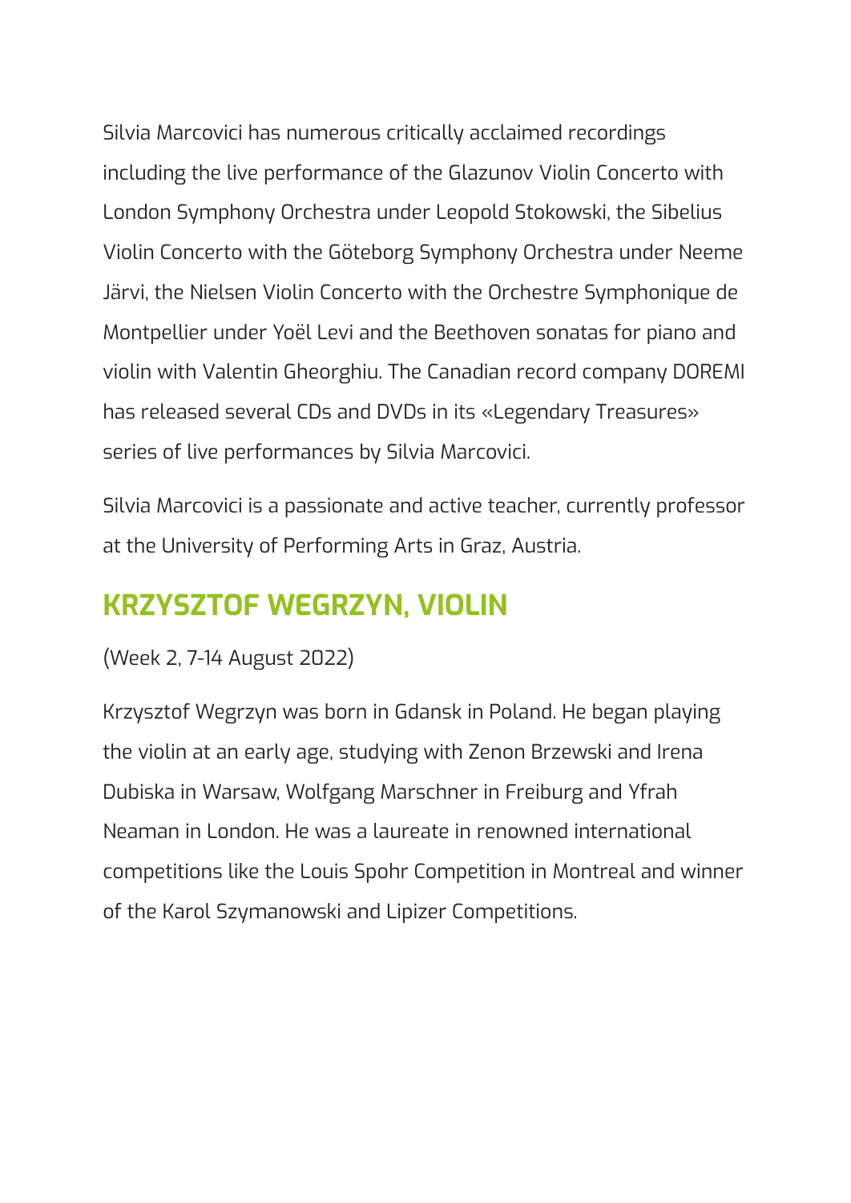Silvia Marcovici has numerous critically acclaimed recordings including the live performance of the Glazunov Violin Concerto with London Symphony Orchestra under Leopold Stokowski, the Sibelius Violin Concerto with the Göteborg Symphony Orchestra under Neeme Järvi, the Nielsen Violin Concerto with the Orchestre Symphonique de Montpellier under Yoël Levi and the Beethoven sonatas for piano and violin with Valentin Gheorghiu. The Canadian record company DOREMI has released several CDs and DVDs in its «Legendary Treasures» series of live performances by Silvia Marcovici.

Silvia Marcovici is a passionate and active teacher, currently professor at the University of Performing Arts in Graz, Austria.

## KRZYSZTOF WEGRZYN, VIOLIN

(Week 2, 7-14 August 2022)

Krzysztof Wegrzyn was born in Gdansk in Poland. He began playing the violin at an early age, studying with Zenon Brzewski and Irena Dubiska in Warsaw, Wolfgang Marschner in Freiburg and Yfrah Neaman in London. He was a laureate in renowned international competitions like the Louis Spohr Competition in Montreal and winner of the Karol Szymanowski and Lipizer Competitions.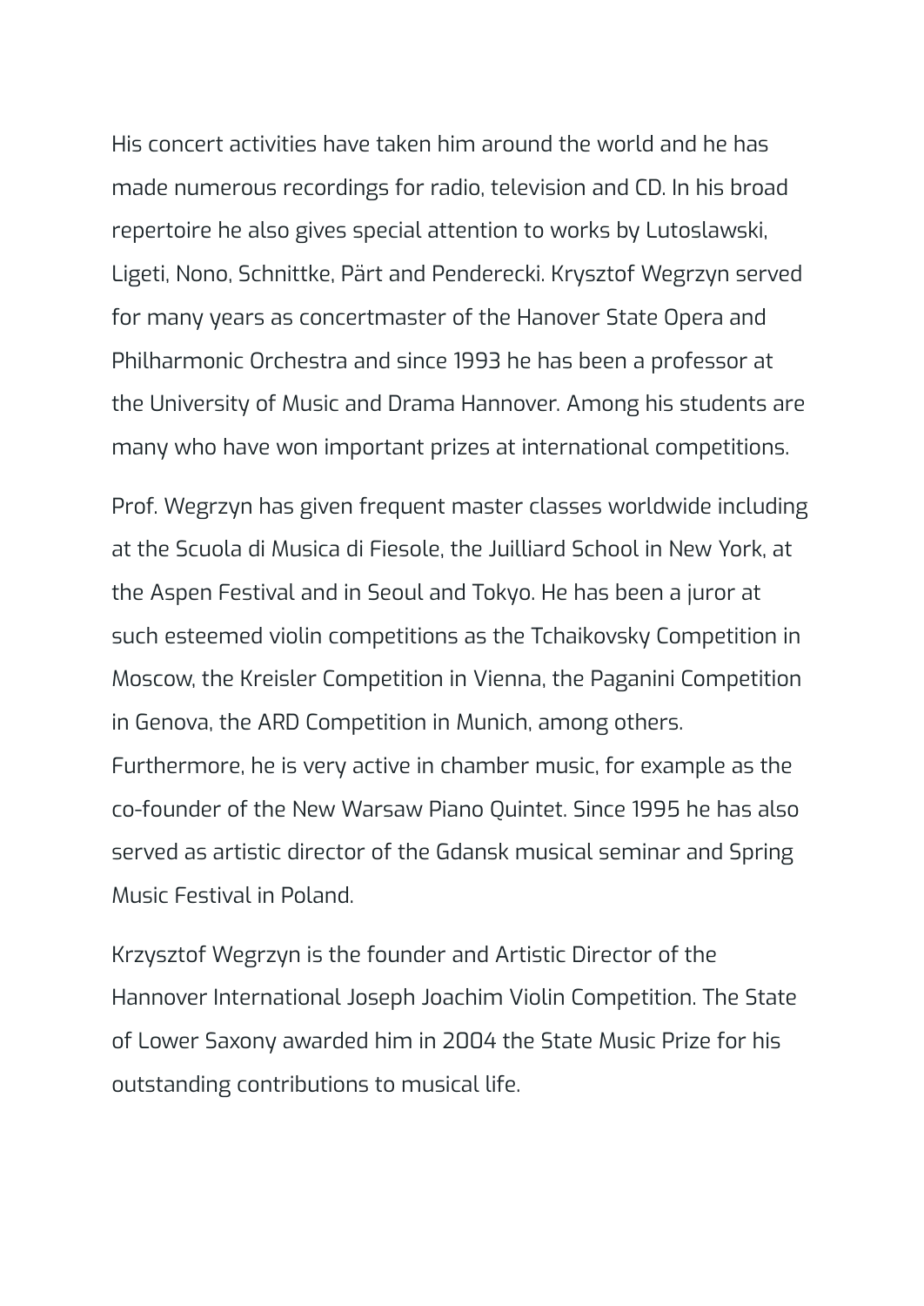His concert activities have taken him around the world and he has made numerous recordings for radio, television and CD. In his broad repertoire he also gives special attention to works by Lutoslawski, Ligeti, Nono, Schnittke, Pärt and Penderecki. Krysztof Wegrzyn served for many years as concertmaster of the Hanover State Opera and Philharmonic Orchestra and since 1993 he has been a professor at the University of Music and Drama Hannover. Among his students are many who have won important prizes at international competitions.

Prof. Wegrzyn has given frequent master classes worldwide including at the Scuola di Musica di Fiesole, the Juilliard School in New York, at the Aspen Festival and in Seoul and Tokyo. He has been a juror at such esteemed violin competitions as the Tchaikovsky Competition in Moscow, the Kreisler Competition in Vienna, the Paganini Competition in Genova, the ARD Competition in Munich, among others. Furthermore, he is very active in chamber music, for example as the co-founder of the New Warsaw Piano Quintet. Since 1995 he has also served as artistic director of the Gdansk musical seminar and Spring Music Festival in Poland.

Krzysztof Wegrzyn is the founder and Artistic Director of the Hannover International Joseph Joachim Violin Competition. The State of Lower Saxony awarded him in 2004 the State Music Prize for his outstanding contributions to musical life.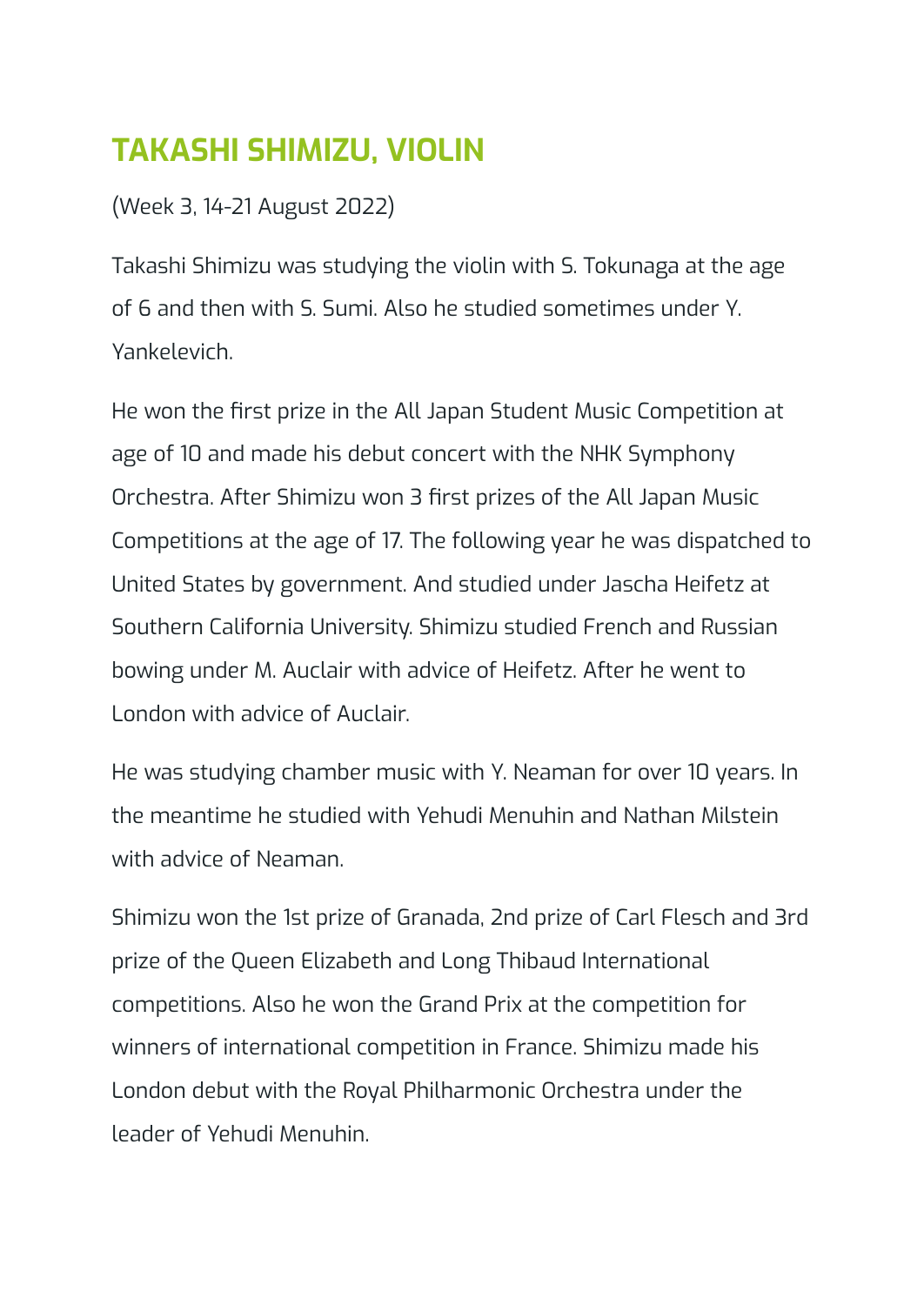## TAKASHI SHIMIZU, VIOLIN

(Week 3, 14-21 August 2022)

Takashi Shimizu was studying the violin with S. Tokunaga at the age of 6 and then with S. Sumi. Also he studied sometimes under Y. Yankelevich.

He won the first prize in the All Japan Student Music Competition at age of 10 and made his debut concert with the NHK Symphony Orchestra. After Shimizu won 3 first prizes of the All Japan Music Competitions at the age of 17. The following year he was dispatched to United States by government. And studied under Jascha Heifetz at Southern California University. Shimizu studied French and Russian bowing under M. Auclair with advice of Heifetz. After he went to London with advice of Auclair.

He was studying chamber music with Y. Neaman for over 10 years. In the meantime he studied with Yehudi Menuhin and Nathan Milstein with advice of Neaman.

Shimizu won the 1st prize of Granada, 2nd prize of Carl Flesch and 3rd prize of the Queen Elizabeth and Long Thibaud International competitions. Also he won the Grand Prix at the competition for winners of international competition in France. Shimizu made his London debut with the Royal Philharmonic Orchestra under the leader of Yehudi Menuhin.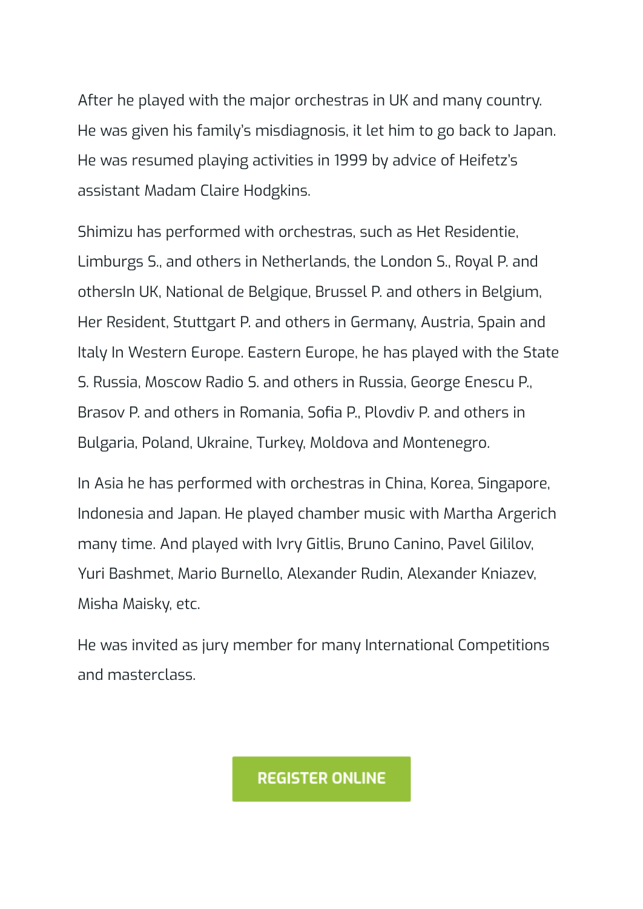After he played with the major orchestras in UK and many country. He was given his family's misdiagnosis, it let him to go back to Japan. He was resumed playing activities in 1999 by advice of Heifetz's assistant Madam Claire Hodgkins.

Shimizu has performed with orchestras, such as Het Residentie, Limburgs S., and others in Netherlands, the London S., Royal P. and othersIn UK, National de Belgique, Brussel P. and others in Belgium, Her Resident, Stuttgart P. and others in Germany, Austria, Spain and Italy In Western Europe. Eastern Europe, he has played with the State S. Russia, Moscow Radio S. and others in Russia, George Enescu P., Brasov P. and others in Romania, Sofia P., Plovdiv P. and others in Bulgaria, Poland, Ukraine, Turkey, Moldova and Montenegro.

In Asia he has performed with orchestras in China, Korea, Singapore, Indonesia and Japan. He played chamber music with Martha Argerich many time. And played with Ivry Gitlis, Bruno Canino, Pavel Gililov, Yuri Bashmet, Mario Burnello, Alexander Rudin, Alexander Kniazev, Misha Maisky, etc.

He was invited as jury member for many International Competitions and masterclass.

REGISTER ONLINE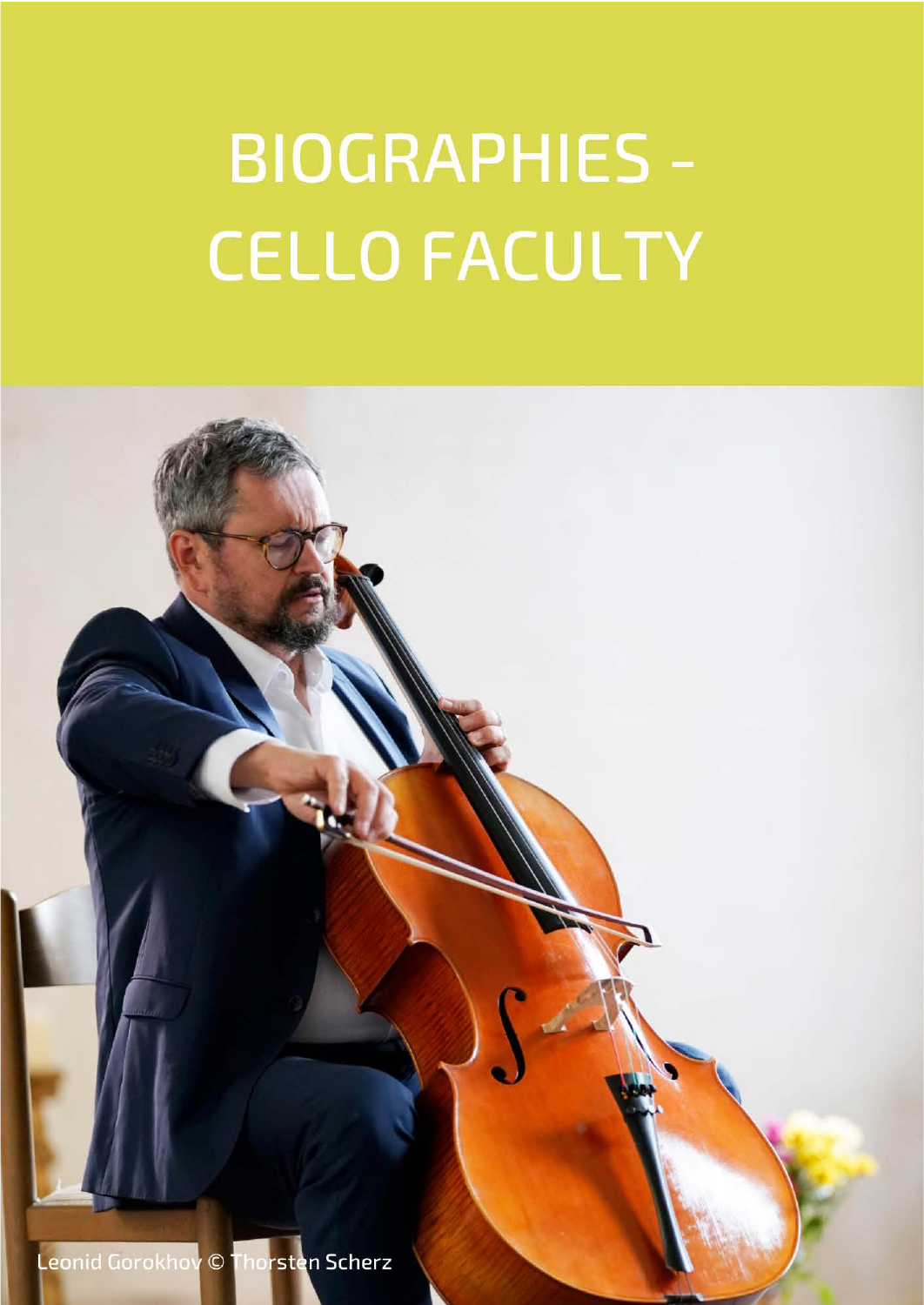# BIOGRAPHIES - CELLO FACULTY

Leonid Gorokhov © Thorsten Scherz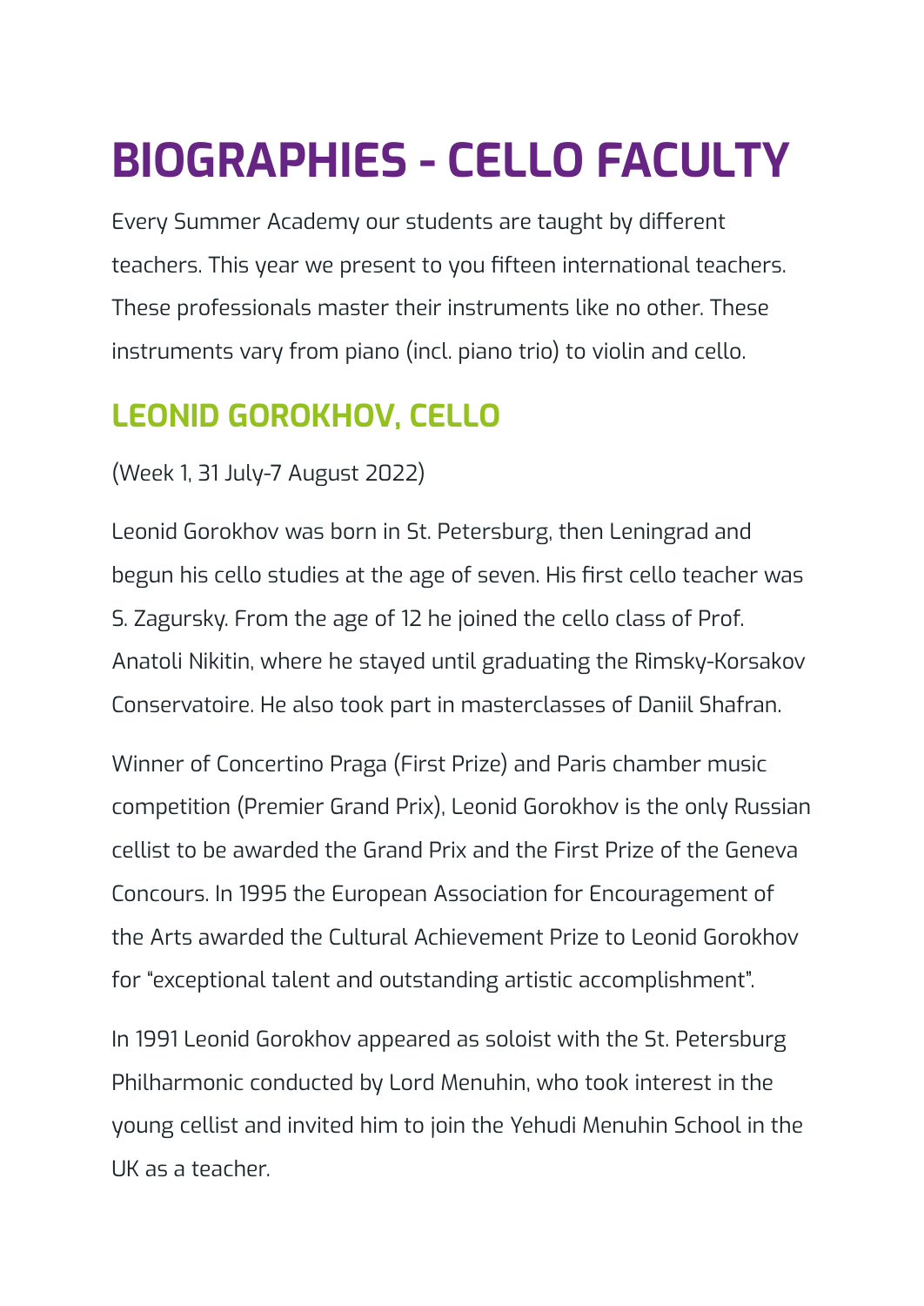# BIOGRAPHIES - CELLO FACULTY

Every Summer Academy our students are taught by different teachers. This year we present to you fifteen international teachers. These professionals master their instruments like no other. These instruments vary from piano (incl. piano trio) to violin and cello.

## LEONID GOROKHOV, CELLO

(Week 1, 31 July-7 August 2022)

Leonid Gorokhov was born in St. Petersburg, then Leningrad and begun his cello studies at the age of seven. His first cello teacher was S. Zagursky. From the age of 12 he joined the cello class of Prof. Anatoli Nikitin, where he stayed until graduating the Rimsky-Korsakov Conservatoire. He also took part in masterclasses of Daniil Shafran.

Winner of Concertino Praga (First Prize) and Paris chamber music competition (Premier Grand Prix), Leonid Gorokhov is the only Russian cellist to be awarded the Grand Prix and the First Prize of the Geneva Concours. In 1995 the European Association for Encouragement of the Arts awarded the Cultural Achievement Prize to Leonid Gorokhov for "exceptional talent and outstanding artistic accomplishment".

In 1991 Leonid Gorokhov appeared as soloist with the St. Petersburg Philharmonic conducted by Lord Menuhin, who took interest in the young cellist and invited him to join the Yehudi Menuhin School in the UK as a teacher.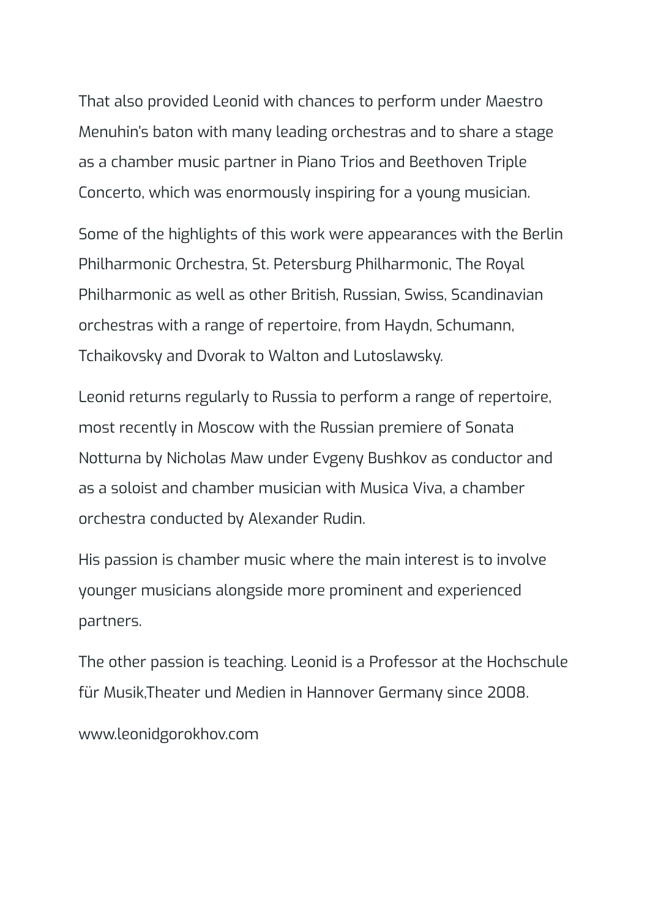That also provided Leonid with chances to perform under Maestro Menuhin's baton with many leading orchestras and to share a stage as a chamber music partner in Piano Trios and Beethoven Triple Concerto, which was enormously inspiring for a young musician.

Some of the highlights of this work were appearances with the Berlin Philharmonic Orchestra, St. Petersburg Philharmonic, The Royal Philharmonic as well as other British, Russian, Swiss, Scandinavian orchestras with a range of repertoire, from Haydn, Schumann, Tchaikovsky and Dvorak to Walton and Lutoslawsky.

Leonid returns regularly to Russia to perform a range of repertoire, most recently in Moscow with the Russian premiere of Sonata Notturna by Nicholas Maw under Evgeny Bushkov as conductor and as a soloist and chamber musician with Musica Viva, a chamber orchestra conducted by Alexander Rudin.

His passion is chamber music where the main interest is to involve younger musicians alongside more prominent and experienced partners.

The other passion is teaching. Leonid is a Professor at the Hochschule für Musik,Theater und Medien in Hannover Germany since 2008.

www.leonidgorokhov.com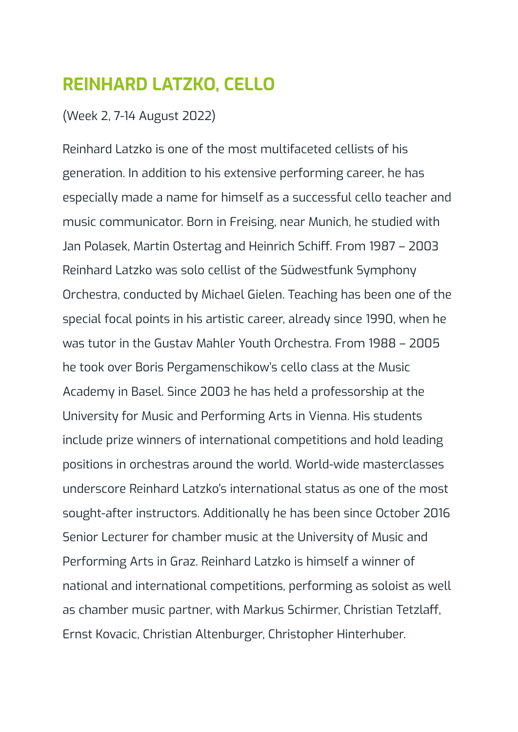## REINHARD LATZKO, CELLO

(Week 2, 7-14 August 2022)

Reinhard Latzko is one of the most multifaceted cellists of his generation. In addition to his extensive performing career, he has especially made a name for himself as a successful cello teacher and music communicator. Born in Freising, near Munich, he studied with Jan Polasek, Martin Ostertag and Heinrich Schiff. From 1987 – 2003 Reinhard Latzko was solo cellist of the Südwestfunk Symphony Orchestra, conducted by Michael Gielen. Teaching has been one of the special focal points in his artistic career, already since 1990, when he was tutor in the Gustav Mahler Youth Orchestra. From 1988 – 2005 he took over Boris Pergamenschikow's cello class at the Music Academy in Basel. Since 2003 he has held a professorship at the University for Music and Performing Arts in Vienna. His students include prize winners of international competitions and hold leading positions in orchestras around the world. World-wide masterclasses underscore Reinhard Latzko's international status as one of the most sought-after instructors. Additionally he has been since October 2016 Senior Lecturer for chamber music at the University of Music and Performing Arts in Graz. Reinhard Latzko is himself a winner of national and international competitions, performing as soloist as well as chamber music partner, with Markus Schirmer, Christian Tetzlaff, Ernst Kovacic, Christian Altenburger, Christopher Hinterhuber.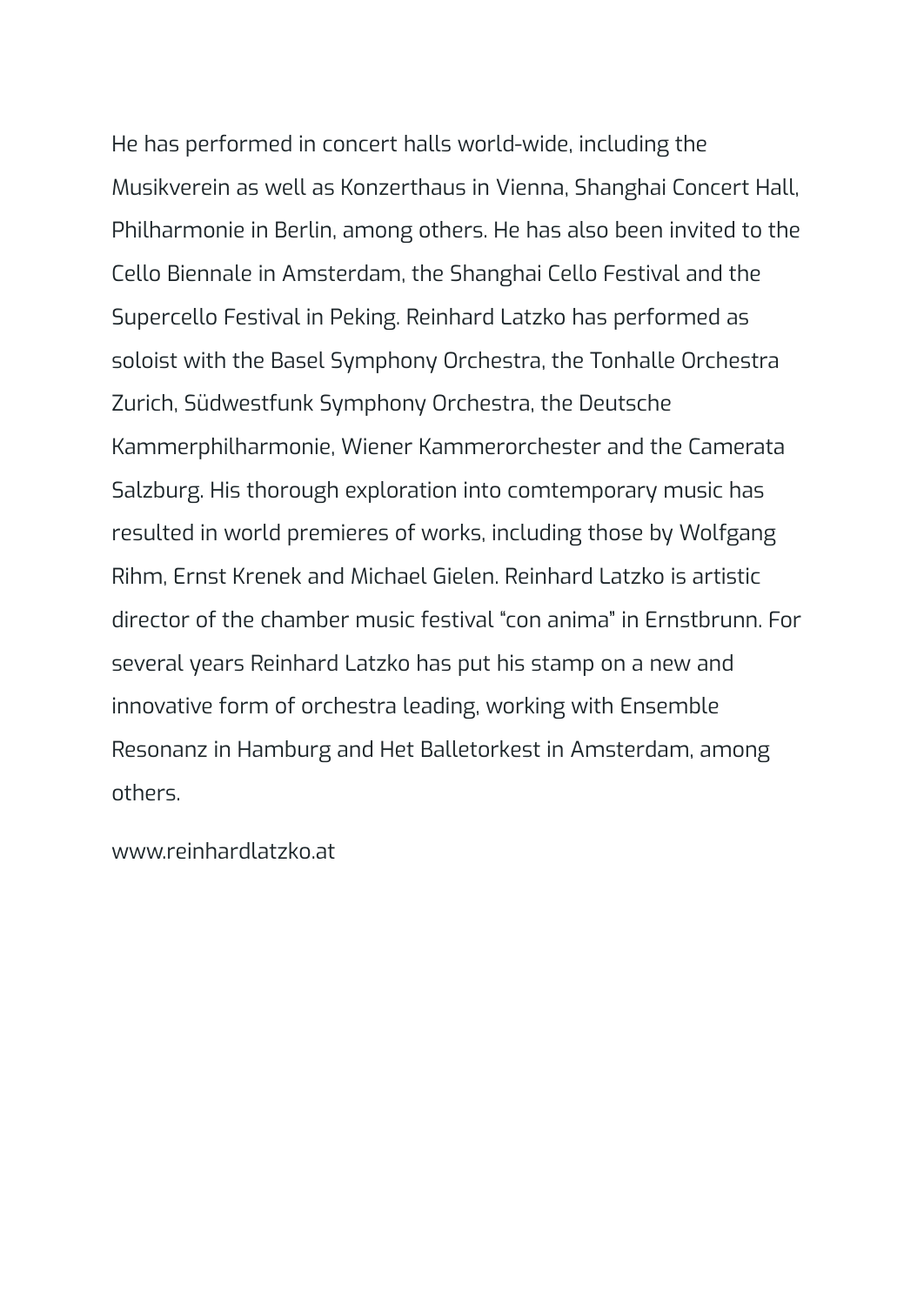He has performed in concert halls world-wide, including the Musikverein as well as Konzerthaus in Vienna, Shanghai Concert Hall, Philharmonie in Berlin, among others. He has also been invited to the Cello Biennale in Amsterdam, the Shanghai Cello Festival and the Supercello Festival in Peking. Reinhard Latzko has performed as soloist with the Basel Symphony Orchestra, the Tonhalle Orchestra Zurich, Südwestfunk Symphony Orchestra, the Deutsche Kammerphilharmonie, Wiener Kammerorchester and the Camerata Salzburg. His thorough exploration into comtemporary music has resulted in world premieres of works, including those by Wolfgang Rihm, Ernst Krenek and Michael Gielen. Reinhard Latzko is artistic director of the chamber music festival "con anima" in Ernstbrunn. For several years Reinhard Latzko has put his stamp on a new and innovative form of orchestra leading, working with Ensemble Resonanz in Hamburg and Het Balletorkest in Amsterdam, among others.

www.reinhardlatzko.at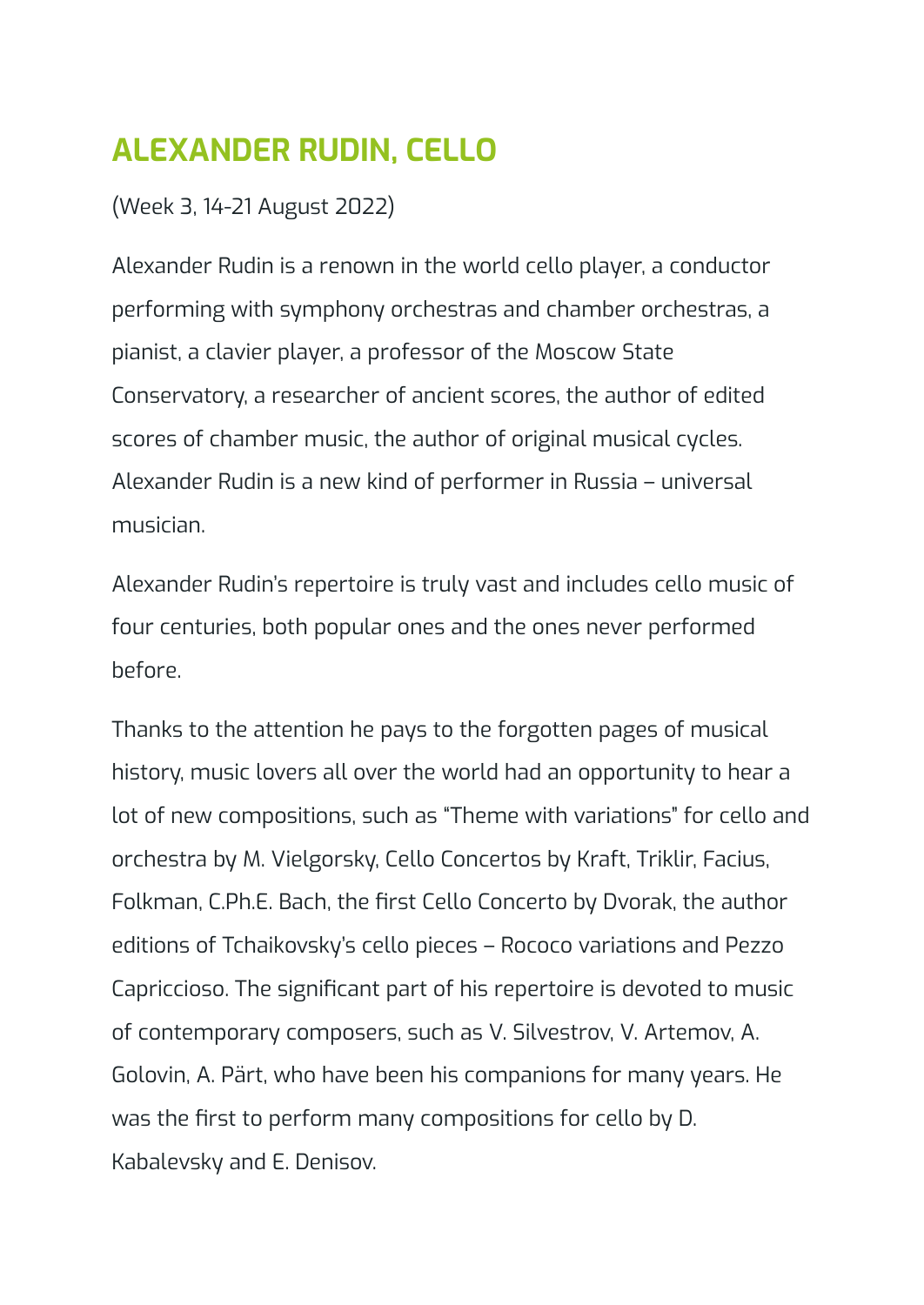## ALEXANDER RUDIN, CELLO

(Week 3, 14-21 August 2022)

Alexander Rudin is a renown in the world cello player, a conductor performing with symphony orchestras and chamber orchestras, a pianist, a clavier player, a professor of the Moscow State Conservatory, a researcher of ancient scores, the author of edited scores of chamber music, the author of original musical cycles. Alexander Rudin is a new kind of performer in Russia – universal musician.

Alexander Rudin's repertoire is truly vast and includes cello music of four centuries, both popular ones and the ones never performed before.

Thanks to the attention he pays to the forgotten pages of musical history, music lovers all over the world had an opportunity to hear a lot of new compositions, such as "Theme with variations" for cello and orchestra by M. Vielgorsky, Cello Concertos by Kraft, Triklir, Facius, Folkman, C.Ph.E. Bach, the first Cello Concerto by Dvorak, the author editions of Tchaikovsky's cello pieces – Rococo variations and Pezzo Capriccioso. The significant part of his repertoire is devoted to music of contemporary composers, such as V. Silvestrov, V. Artemov, A. Golovin, A. Pärt, who have been his companions for many years. He was the first to perform many compositions for cello by D. Kabalevsky and E. Denisov.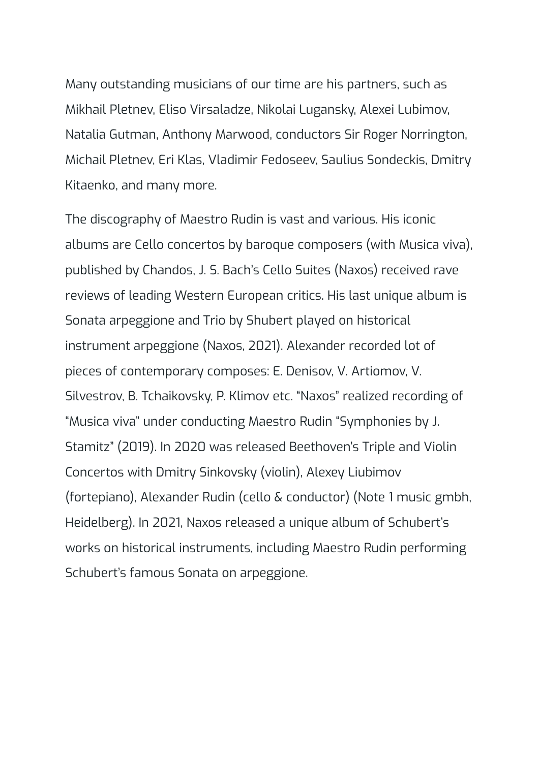Many outstanding musicians of our time are his partners, such as Mikhail Pletnev, Eliso Virsaladze, Nikolai Lugansky, Alexei Lubimov, Natalia Gutman, Anthony Marwood, conductors Sir Roger Norrington, Michail Pletnev, Eri Klas, Vladimir Fedoseev, Saulius Sondeckis, Dmitry Kitaenko, and many more.

The discography of Maestro Rudin is vast and various. His iconic albums are Cello concertos by baroque composers (with Musica viva), published by Chandos, J. S. Bach's Cello Suites (Naxos) received rave reviews of leading Western European critics. His last unique album is Sonata arpeggione and Trio by Shubert played on historical instrument arpeggione (Naxos, 2021). Alexander recorded lot of pieces of contemporary composes: E. Denisov, V. Artiomov, V. Silvestrov, B. Tchaikovsky, P. Klimov etc. "Naxos" realized recording of "Musica viva" under conducting Maestro Rudin "Symphonies by J. Stamitz" (2019). In 2020 was released Beethoven's Triple and Violin Concertos with Dmitry Sinkovsky (violin), Alexey Liubimov (fortepiano), Alexander Rudin (cello & conductor) (Note 1 music gmbh, Heidelberg). In 2021, Naxos released a unique album of Schubert's works on historical instruments, including Maestro Rudin performing Schubert's famous Sonata on arpeggione.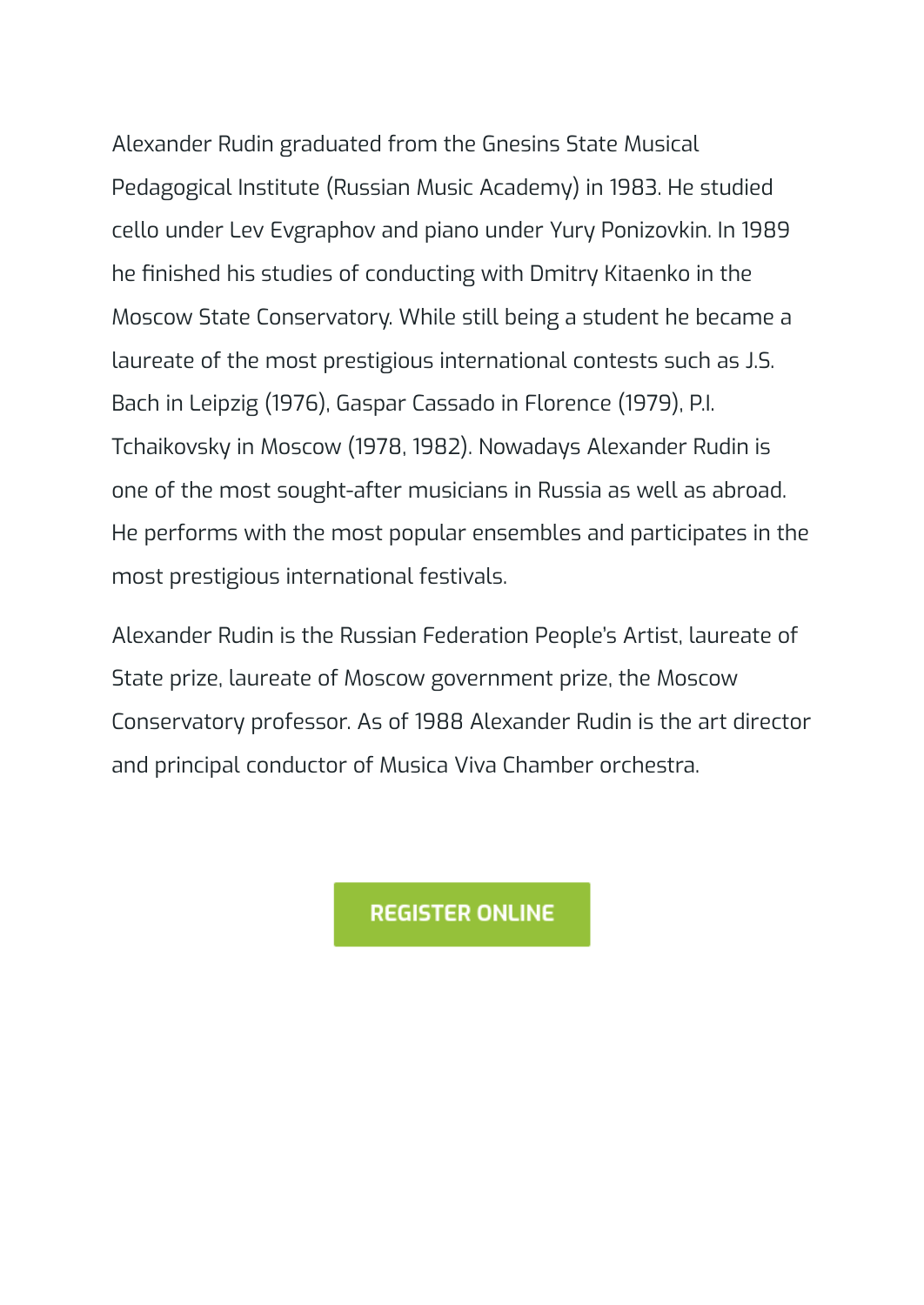Alexander Rudin graduated from the Gnesins State Musical Pedagogical Institute (Russian Music Academy) in 1983. He studied cello under Lev Evgraphov and piano under Yury Ponizovkin. In 1989 he finished his studies of conducting with Dmitry Kitaenko in the Moscow State Conservatory. While still being a student he became a laureate of the most prestigious international contests such as J.S. Bach in Leipzig (1976), Gaspar Cassado in Florence (1979), P.I. Tchaikovsky in Moscow (1978, 1982). Nowadays Alexander Rudin is one of the most sought-after musicians in Russia as well as abroad. He performs with the most popular ensembles and participates in the most prestigious international festivals.

Alexander Rudin is the Russian Federation People's Artist, laureate of State prize, laureate of Moscow government prize, the Moscow Conservatory professor. As of 1988 Alexander Rudin is the art director and principal conductor of Musica Viva Chamber orchestra.

REGISTER ONLINE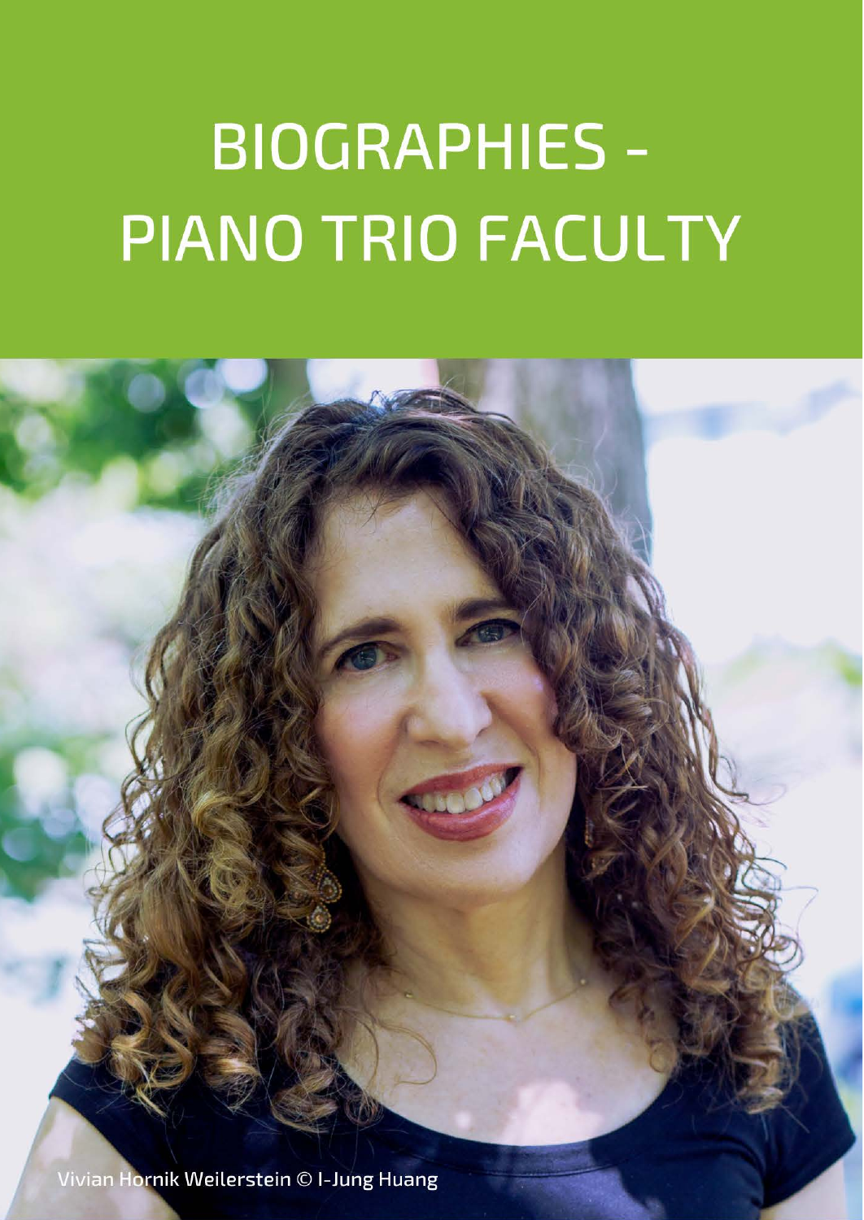# BIOGRAPHIES - PIANO TRIO FACULTY

Vivian Hornik Weilerstein © I-Jung Huang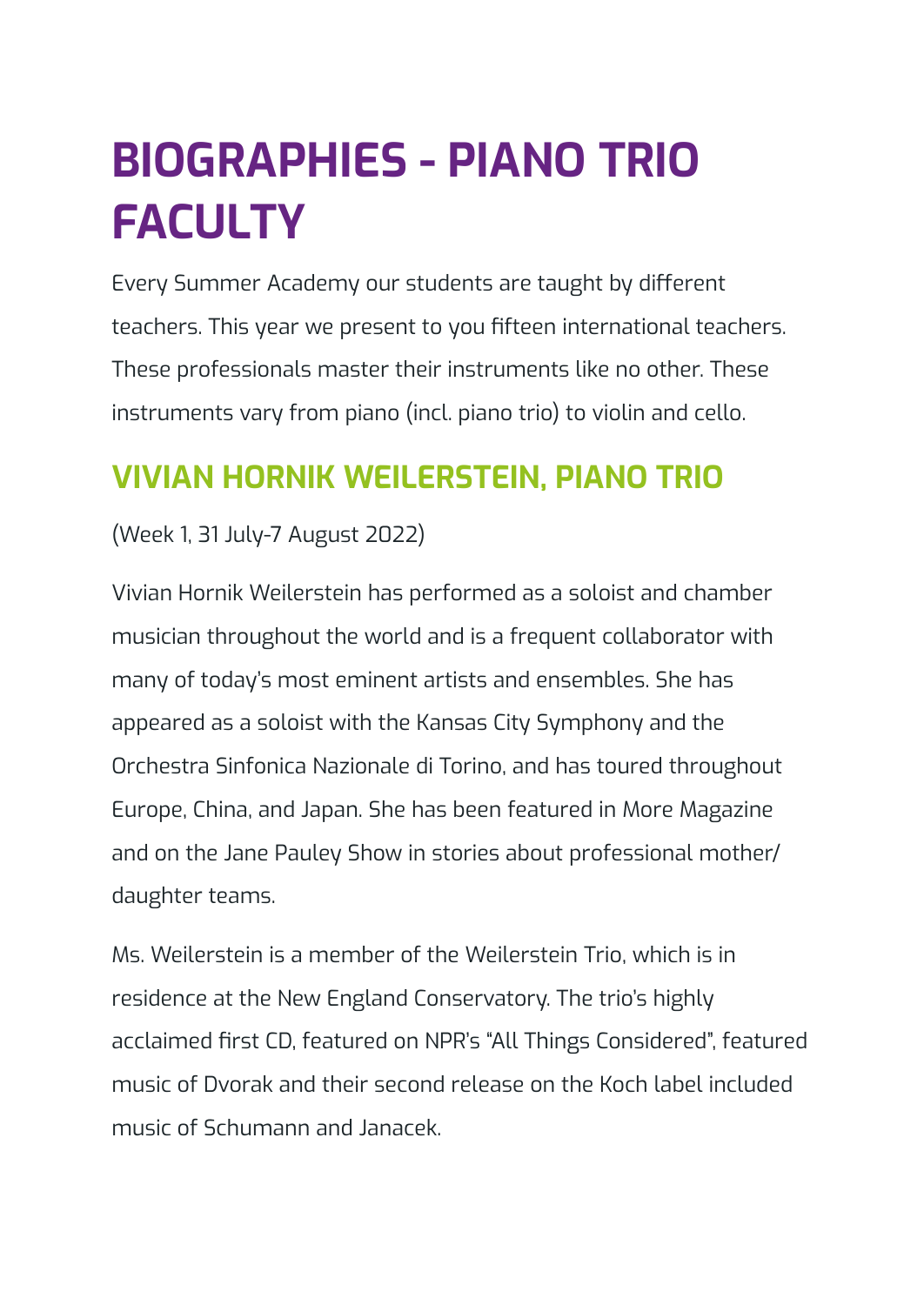# BIOGRAPHIES - PIANO TRIO FACULTY

Every Summer Academy our students are taught by different teachers. This year we present to you fifteen international teachers. These professionals master their instruments like no other. These instruments vary from piano (incl. piano trio) to violin and cello.

## VIVIAN HORNIK WEILERSTEIN, PIANO TRIO

(Week 1, 31 July-7 August 2022)

Vivian Hornik Weilerstein has performed as a soloist and chamber musician throughout the world and is a frequent collaborator with many of today's most eminent artists and ensembles. She has appeared as a soloist with the Kansas City Symphony and the Orchestra Sinfonica Nazionale di Torino, and has toured throughout Europe, China, and Japan. She has been featured in More Magazine and on the Jane Pauley Show in stories about professional mother/daughter teams.

Ms. Weilerstein is a member of the Weilerstein Trio, which is in residence at the New England Conservatory. The trio's highly acclaimed first CD, featured on NPR's "All Things Considered", featured music of Dvorak and their second release on the Koch label included music of Schumann and Janacek.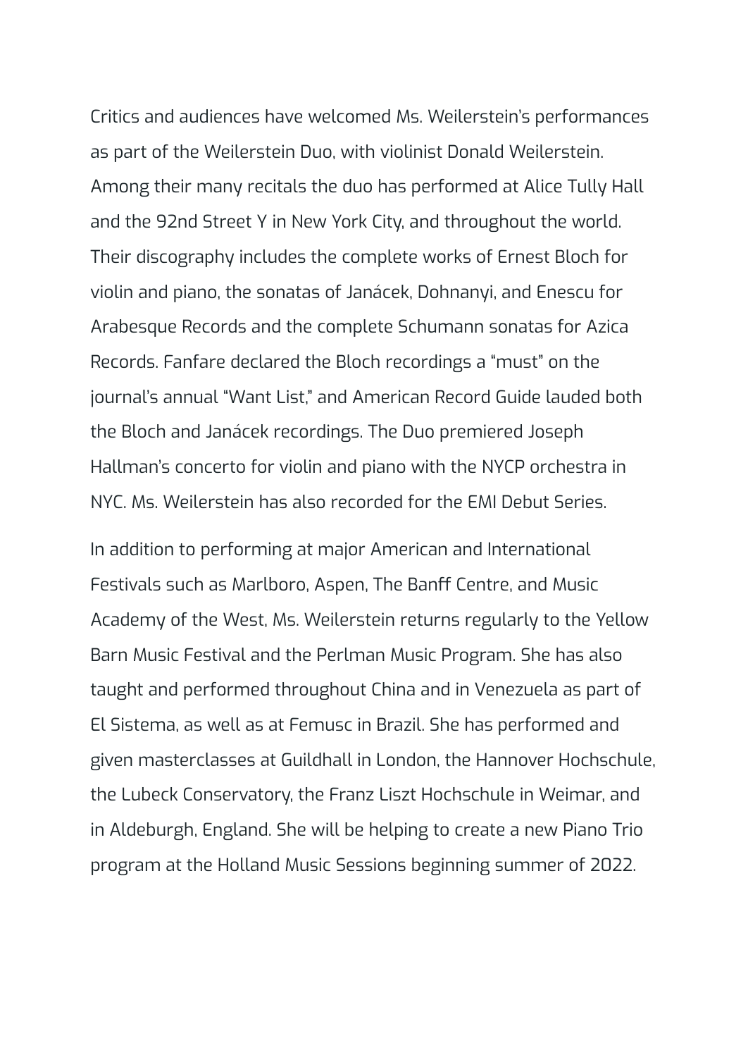Critics and audiences have welcomed Ms. Weilerstein's performances as part of the Weilerstein Duo, with violinist Donald Weilerstein. Among their many recitals the duo has performed at Alice Tully Hall and the 92nd Street Y in New York City, and throughout the world. Their discography includes the complete works of Ernest Bloch for violin and piano, the sonatas of Janácek, Dohnanyi, and Enescu for Arabesque Records and the complete Schumann sonatas for Azica Records. Fanfare declared the Bloch recordings a "must" on the journal's annual "Want List," and American Record Guide lauded both the Bloch and Janácek recordings. The Duo premiered Joseph Hallman's concerto for violin and piano with the NYCP orchestra in NYC. Ms. Weilerstein has also recorded for the EMI Debut Series.

In addition to performing at major American and International Festivals such as Marlboro, Aspen, The Banff Centre, and Music Academy of the West, Ms. Weilerstein returns regularly to the Yellow Barn Music Festival and the Perlman Music Program. She has also taught and performed throughout China and in Venezuela as part of El Sistema, as well as at Femusc in Brazil. She has performed and given masterclasses at Guildhall in London, the Hannover Hochschule, the Lubeck Conservatory, the Franz Liszt Hochschule in Weimar, and in Aldeburgh, England. She will be helping to create a new Piano Trio program at the Holland Music Sessions beginning summer of 2022.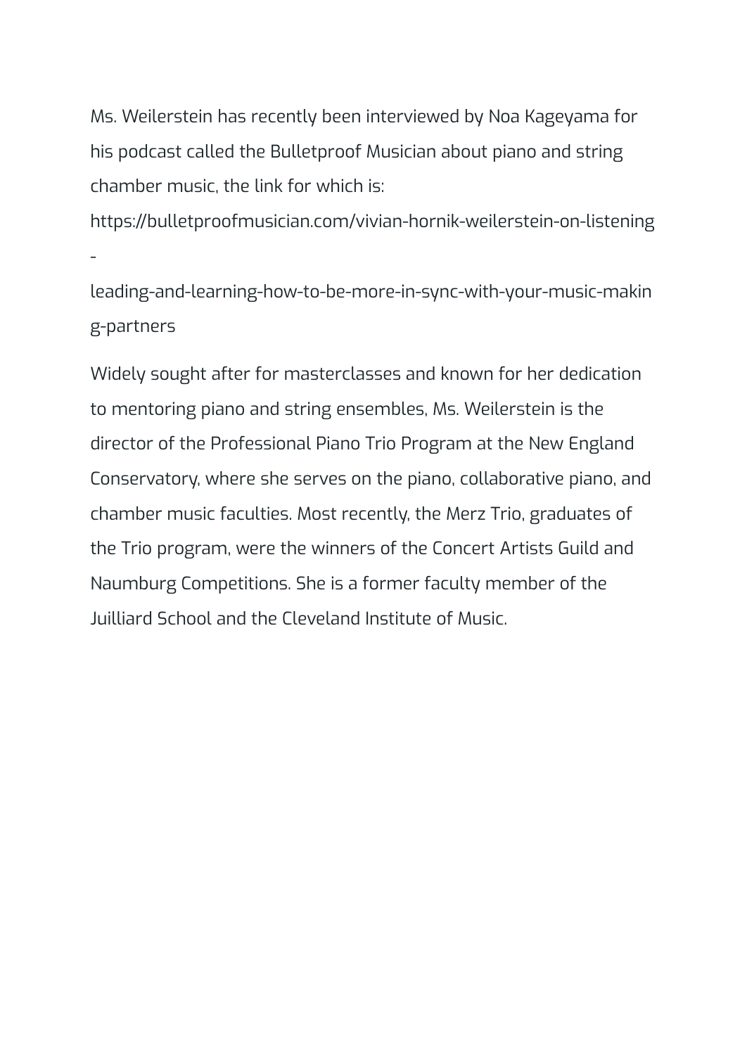Ms. Weilerstein has recently been interviewed by Noa Kageyama for his podcast called the Bulletproof Musician about piano and string chamber music, the link for which is: https://bulletproofmusician.com/vivian-hornik-weilerstein-on-listening-leading-and-learning-how-to-be-more-in-sync-with-your-music-making-partners

Widely sought after for masterclasses and known for her dedication to mentoring piano and string ensembles, Ms. Weilerstein is the director of the Professional Piano Trio Program at the New England Conservatory, where she serves on the piano, collaborative piano, and chamber music faculties. Most recently, the Merz Trio, graduates of the Trio program, were the winners of the Concert Artists Guild and Naumburg Competitions. She is a former faculty member of the Juilliard School and the Cleveland Institute of Music.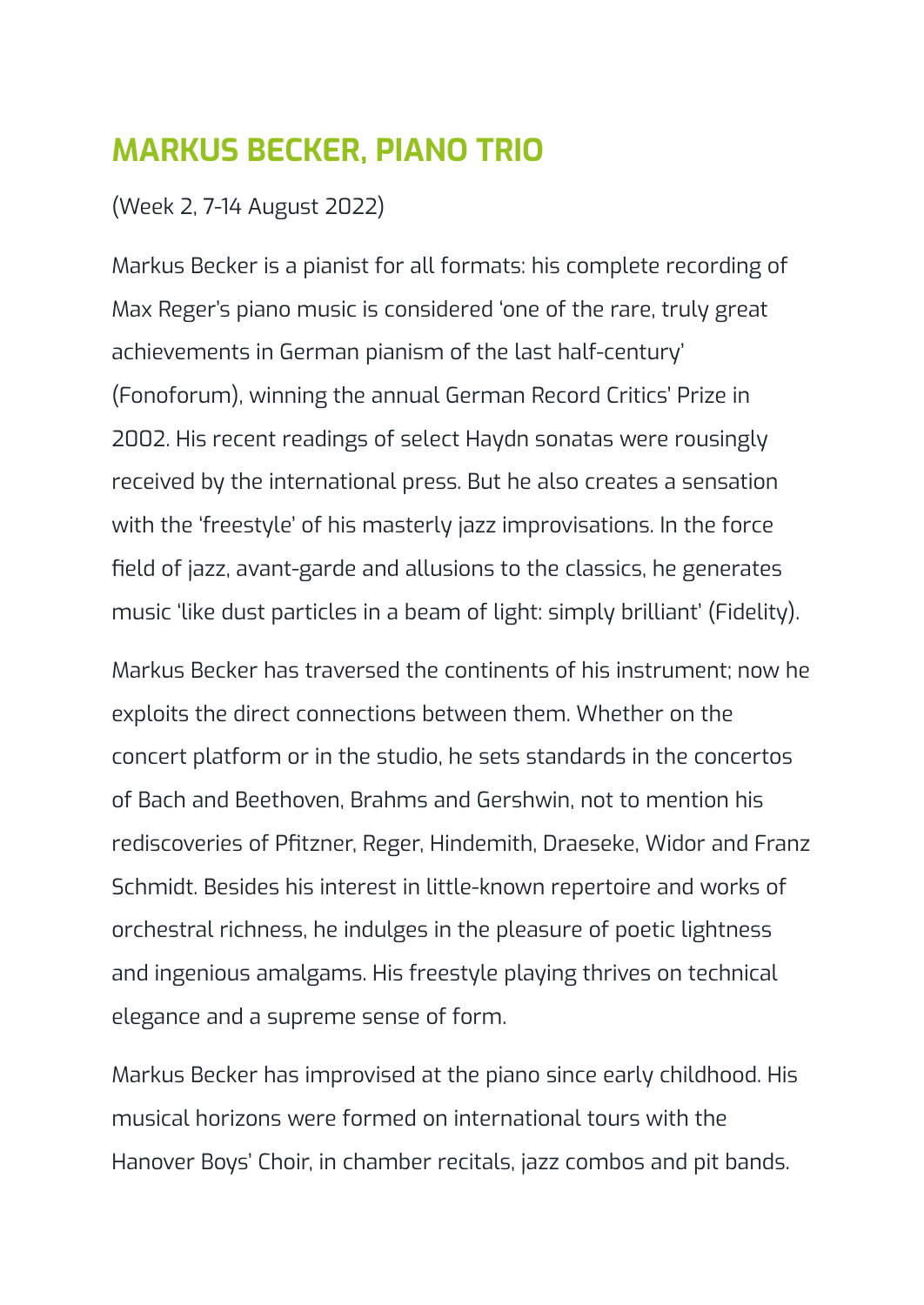## MARKUS BECKER, PIANO TRIO

(Week 2, 7-14 August 2022)

Markus Becker is a pianist for all formats: his complete recording of Max Reger's piano music is considered 'one of the rare, truly great achievements in German pianism of the last half-century' (Fonoforum), winning the annual German Record Critics' Prize in 2002. His recent readings of select Haydn sonatas were rousingly received by the international press. But he also creates a sensation with the 'freestyle' of his masterly jazz improvisations. In the force field of jazz, avant-garde and allusions to the classics, he generates music 'like dust particles in a beam of light: simply brilliant' (Fidelity).

Markus Becker has traversed the continents of his instrument; now he exploits the direct connections between them. Whether on the concert platform or in the studio, he sets standards in the concertos of Bach and Beethoven, Brahms and Gershwin, not to mention his rediscoveries of Pfitzner, Reger, Hindemith, Draeseke, Widor and Franz Schmidt. Besides his interest in little-known repertoire and works of orchestral richness, he indulges in the pleasure of poetic lightness and ingenious amalgams. His freestyle playing thrives on technical elegance and a supreme sense of form.

Markus Becker has improvised at the piano since early childhood. His musical horizons were formed on international tours with the Hanover Boys' Choir, in chamber recitals, jazz combos and pit bands.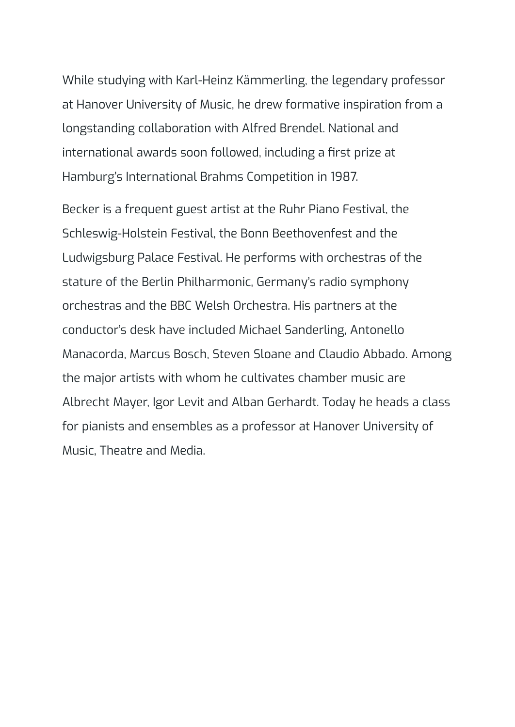While studying with Karl-Heinz Kämmerling, the legendary professor at Hanover University of Music, he drew formative inspiration from a longstanding collaboration with Alfred Brendel. National and international awards soon followed, including a first prize at Hamburg's International Brahms Competition in 1987.

Becker is a frequent guest artist at the Ruhr Piano Festival, the Schleswig-Holstein Festival, the Bonn Beethovenfest and the Ludwigsburg Palace Festival. He performs with orchestras of the stature of the Berlin Philharmonic, Germany's radio symphony orchestras and the BBC Welsh Orchestra. His partners at the conductor's desk have included Michael Sanderling, Antonello Manacorda, Marcus Bosch, Steven Sloane and Claudio Abbado. Among the major artists with whom he cultivates chamber music are Albrecht Mayer, Igor Levit and Alban Gerhardt. Today he heads a class for pianists and ensembles as a professor at Hanover University of Music, Theatre and Media.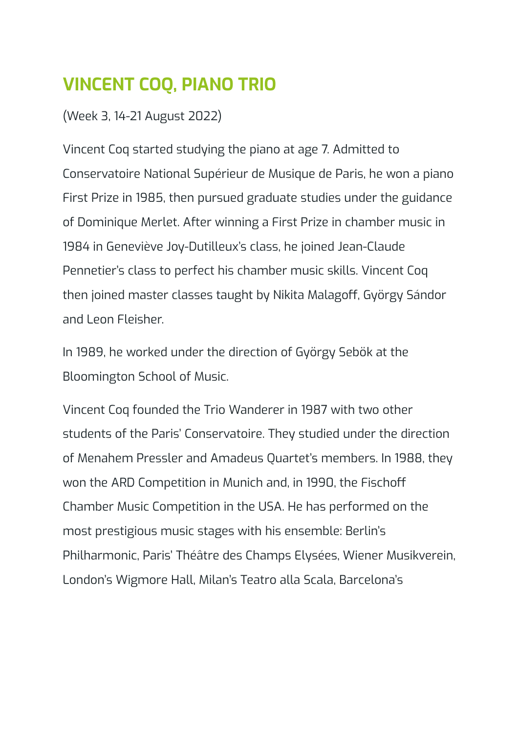## VINCENT COQ, PIANO TRIO

(Week 3, 14-21 August 2022)

Vincent Coq started studying the piano at age 7. Admitted to Conservatoire National Supérieur de Musique de Paris, he won a piano First Prize in 1985, then pursued graduate studies under the guidance of Dominique Merlet. After winning a First Prize in chamber music in 1984 in Geneviève Joy-Dutilleux's class, he joined Jean-Claude Pennetier's class to perfect his chamber music skills. Vincent Coq then joined master classes taught by Nikita Malagoff, György Sándor and Leon Fleisher.

In 1989, he worked under the direction of György Sebök at the Bloomington School of Music.

Vincent Coq founded the Trio Wanderer in 1987 with two other students of the Paris' Conservatoire. They studied under the direction of Menahem Pressler and Amadeus Quartet's members. In 1988, they won the ARD Competition in Munich and, in 1990, the Fischoff Chamber Music Competition in the USA. He has performed on the most prestigious music stages with his ensemble: Berlin's Philharmonic, Paris' Théâtre des Champs Elysées, Wiener Musikverein, London's Wigmore Hall, Milan's Teatro alla Scala, Barcelona's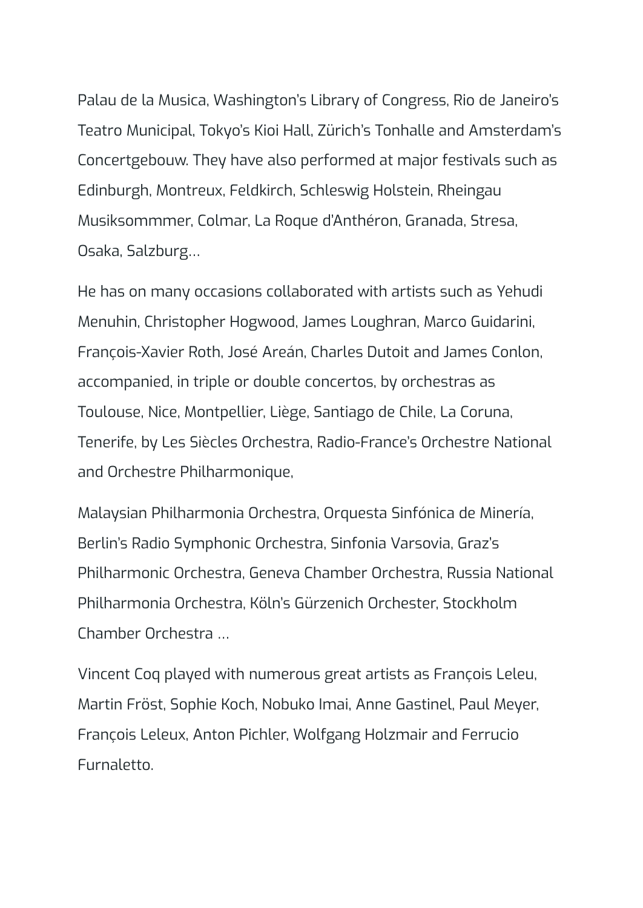Palau de la Musica, Washington's Library of Congress, Rio de Janeiro's Teatro Municipal, Tokyo's Kioi Hall, Zürich's Tonhalle and Amsterdam's Concertgebouw. They have also performed at major festivals such as Edinburgh, Montreux, Feldkirch, Schleswig Holstein, Rheingau Musiksommmer, Colmar, La Roque d'Anthéron, Granada, Stresa, Osaka, Salzburg...

He has on many occasions collaborated with artists such as Yehudi Menuhin, Christopher Hogwood, James Loughran, Marco Guidarini, François-Xavier Roth, José Areán, Charles Dutoit and James Conlon, accompanied, in triple or double concertos, by orchestras as Toulouse, Nice, Montpellier, Liège, Santiago de Chile, La Coruna, Tenerife, by Les Siècles Orchestra, Radio-France's Orchestre National and Orchestre Philharmonique,

Malaysian Philharmonia Orchestra, Orquesta Sinfónica de Minería, Berlin's Radio Symphonic Orchestra, Sinfonia Varsovia, Graz's Philharmonic Orchestra, Geneva Chamber Orchestra, Russia National Philharmonia Orchestra, Köln's Gürzenich Orchester, Stockholm Chamber Orchestra ...

Vincent Coq played with numerous great artists as François Leleu, Martin Fröst, Sophie Koch, Nobuko Imai, Anne Gastinel, Paul Meyer, François Leleux, Anton Pichler, Wolfgang Holzmair and Ferrucio Furnaletto.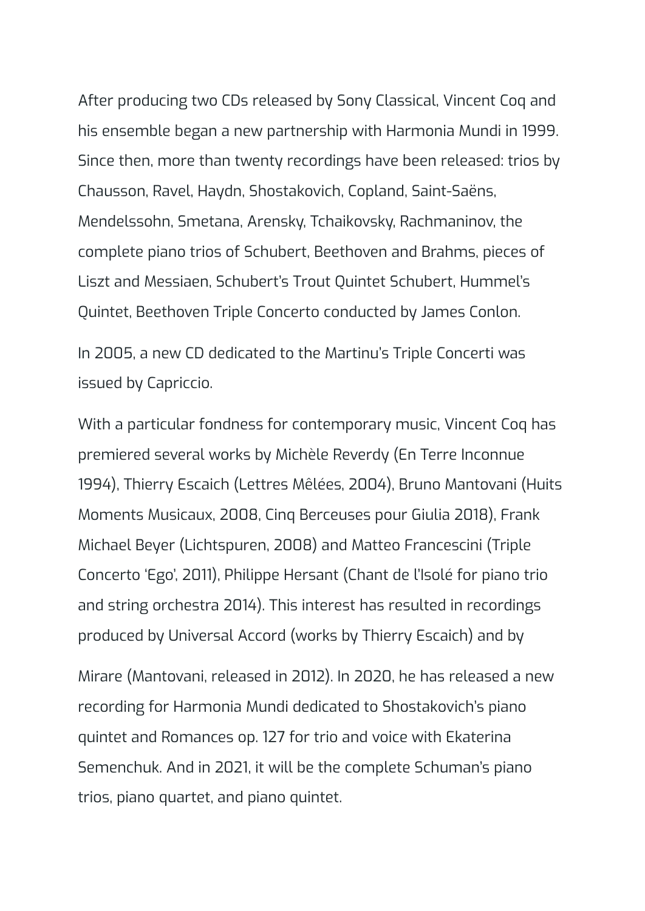After producing two CDs released by Sony Classical, Vincent Coq and his ensemble began a new partnership with Harmonia Mundi in 1999. Since then, more than twenty recordings have been released: trios by Chausson, Ravel, Haydn, Shostakovich, Copland, Saint-Saëns, Mendelssohn, Smetana, Arensky, Tchaikovsky, Rachmaninov, the complete piano trios of Schubert, Beethoven and Brahms, pieces of Liszt and Messiaen, Schubert's Trout Quintet Schubert, Hummel's Quintet, Beethoven Triple Concerto conducted by James Conlon.

In 2005, a new CD dedicated to the Martinu's Triple Concerti was issued by Capriccio.

With a particular fondness for contemporary music, Vincent Coq has premiered several works by Michèle Reverdy (En Terre Inconnue 1994), Thierry Escaich (Lettres Mêlées, 2004), Bruno Mantovani (Huits Moments Musicaux, 2008, Cinq Berceuses pour Giulia 2018), Frank Michael Beyer (Lichtspuren, 2008) and Matteo Francescini (Triple Concerto 'Ego', 2011), Philippe Hersant (Chant de l'Isolé for piano trio and string orchestra 2014). This interest has resulted in recordings produced by Universal Accord (works by Thierry Escaich) and by

Mirare (Mantovani, released in 2012). In 2020, he has released a new recording for Harmonia Mundi dedicated to Shostakovich's piano quintet and Romances op. 127 for trio and voice with Ekaterina Semenchuk. And in 2021, it will be the complete Schuman's piano trios, piano quartet, and piano quintet.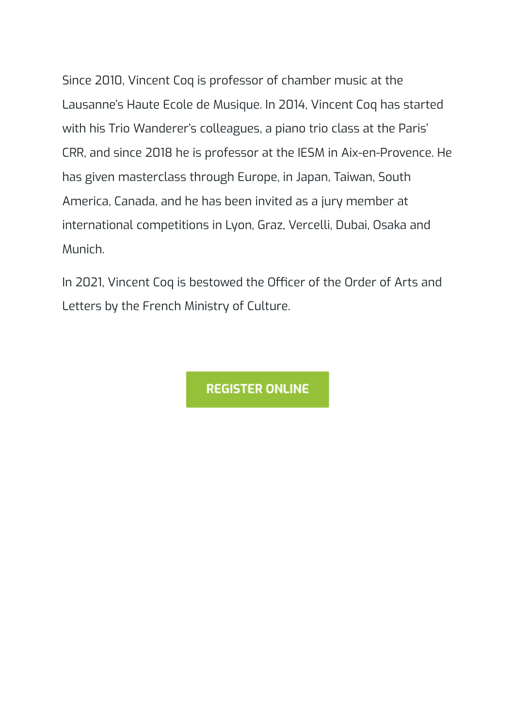Since 2010, Vincent Coq is professor of chamber music at the Lausanne's Haute Ecole de Musique. In 2014, Vincent Coq has started with his Trio Wanderer's colleagues, a piano trio class at the Paris' CRR, and since 2018 he is professor at the IESM in Aix-en-Provence. He has given masterclass through Europe, in Japan, Taiwan, South America, Canada, and he has been invited as a jury member at international competitions in Lyon, Graz, Vercelli, Dubai, Osaka and Munich.

In 2021, Vincent Coq is bestowed the Officer of the Order of Arts and Letters by the French Ministry of Culture.

**REGISTER ONLINE**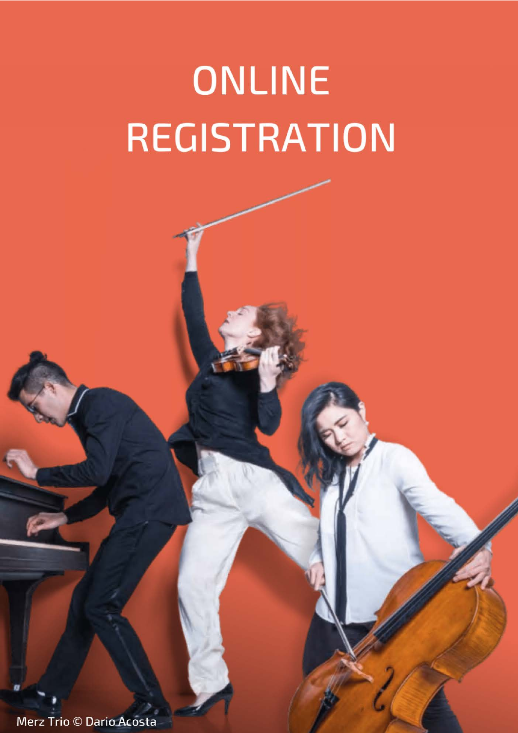# ONLINE REGISTRATION

Merz Trio © Dario Acosta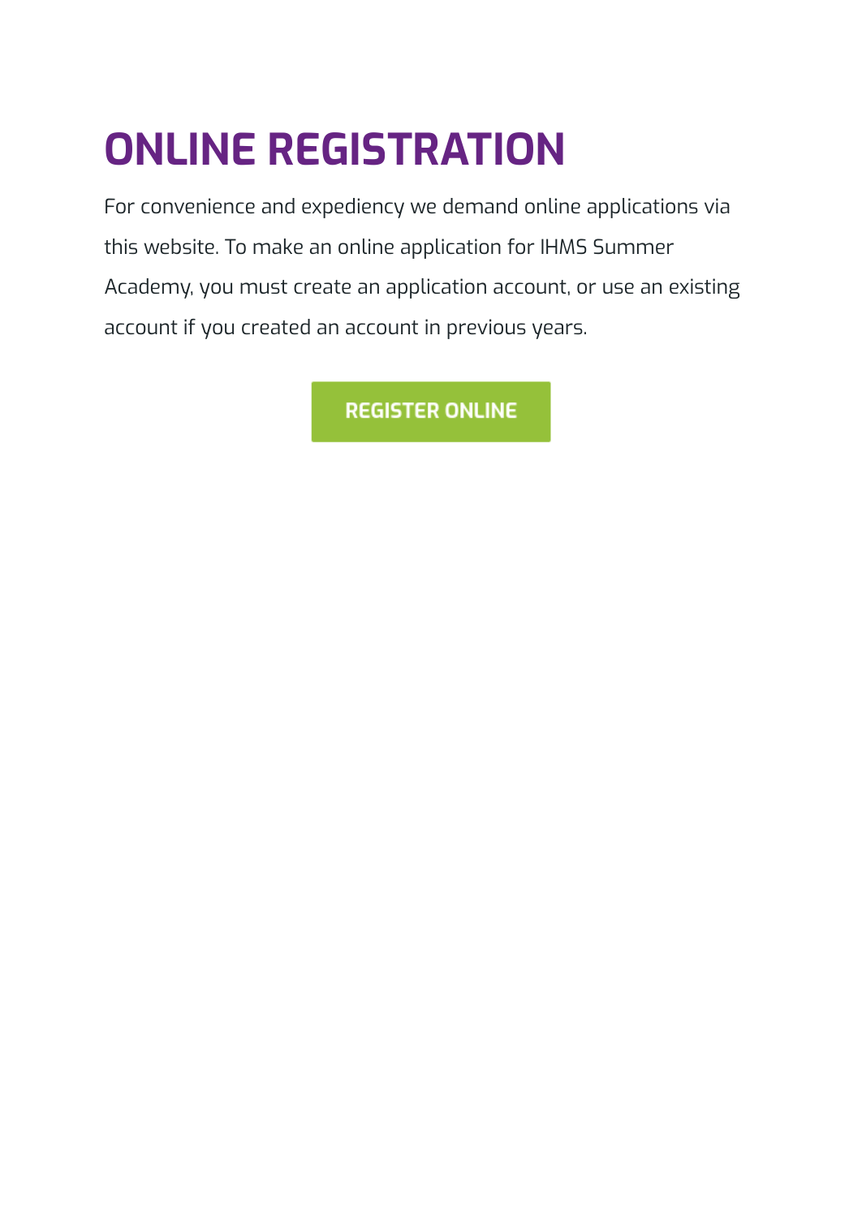# ONLINE REGISTRATION

For convenience and expediency we demand online applications via this website. To make an online application for IHMS Summer Academy, you must create an application account, or use an existing account if you created an account in previous years.

REGISTER ONLINE